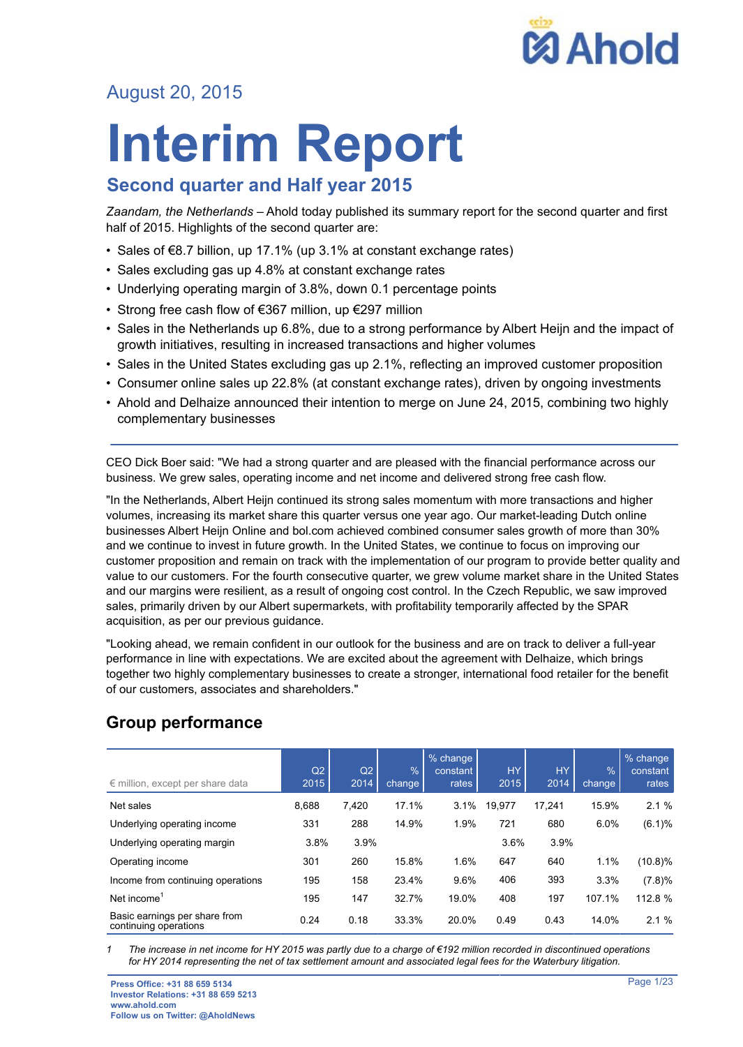August 20, 2015

# Interim Report

## Second quarter and Half year 2015

*Zaandam, the Netherlands* – Ahold today published its summary report for the second quarter and first half of 2015. Highlights of the second quarter are:

- Sales of €8.7 billion, up 17.1% (up 3.1% at constant exchange rates)
- Sales excluding gas up 4.8% at constant exchange rates
- Underlying operating margin of 3.8%, down 0.1 percentage points
- Strong free cash flow of €367 million, up €297 million
- Sales in the Netherlands up 6.8%, due to a strong performance by Albert Heijn and the impact of growth initiatives, resulting in increased transactions and higher volumes
- Sales in the United States excluding gas up 2.1%, reflecting an improved customer proposition
- Consumer online sales up 22.8% (at constant exchange rates), driven by ongoing investments
- Ahold and Delhaize announced their intention to merge on June 24, 2015, combining two highly complementary businesses

CEO Dick Boer said: "We had a strong quarter and are pleased with the financial performance across our business. We grew sales, operating income and net income and delivered strong free cash flow.

"In the Netherlands, Albert Heijn continued its strong sales momentum with more transactions and higher volumes, increasing its market share this quarter versus one year ago. Our market-leading Dutch online businesses Albert Heijn Online and bol.com achieved combined consumer sales growth of more than 30% and we continue to invest in future growth. In the United States, we continue to focus on improving our customer proposition and remain on track with the implementation of our program to provide better quality and value to our customers. For the fourth consecutive quarter, we grew volume market share in the United States and our margins were resilient, as a result of ongoing cost control. In the Czech Republic, we saw improved sales, primarily driven by our Albert supermarkets, with profitability temporarily affected by the SPAR acquisition, as per our previous guidance.

"Looking ahead, we remain confident in our outlook for the business and are on track to deliver a full-year performance in line with expectations. We are excited about the agreement with Delhaize, which brings together two highly complementary businesses to create a stronger, international food retailer for the benefit of our customers, associates and shareholders."

## Group performance

| € million, except per share data | Q2 2015 | Q2 2014 | % change | % change constant rates | HY 2015 | HY 2014 | % change | % change constant rates |
|---|---|---|---|---|---|---|---|---|
| Net sales | 8,688 | 7,420 | 17.1% | 3.1% | 19,977 | 17,241 | 15.9% | 2.1 % |
| Underlying operating income | 331 | 288 | 14.9% | 1.9% | 721 | 680 | 6.0% | (6.1)% |
| Underlying operating margin | 3.8% | 3.9% | | | 3.6% | 3.9% | | |
| Operating income | 301 | 260 | 15.8% | 1.6% | 647 | 640 | 1.1% | (10.8)% |
| Income from continuing operations | 195 | 158 | 23.4% | 9.6% | 406 | 393 | 3.3% | (7.8)% |
| Net income[1] | 195 | 147 | 32.7% | 19.0% | 408 | 197 | 107.1% | 112.8 % |
| Basic earnings per share from continuing operations | 0.24 | 0.18 | 33.3% | 20.0% | 0.49 | 0.43 | 14.0% | 2.1 % |

1 *The increase in net income for HY 2015 was partly due to a charge of €192 million recorded in discontinued operations for HY 2014 representing the net of tax settlement amount and associated legal fees for the Waterbury litigation.*

**Press Office: +31 88 659 5134**
**Investor Relations: +31 88 659 5213**
**www.ahold.com**
**Follow us on Twitter: @AholdNews**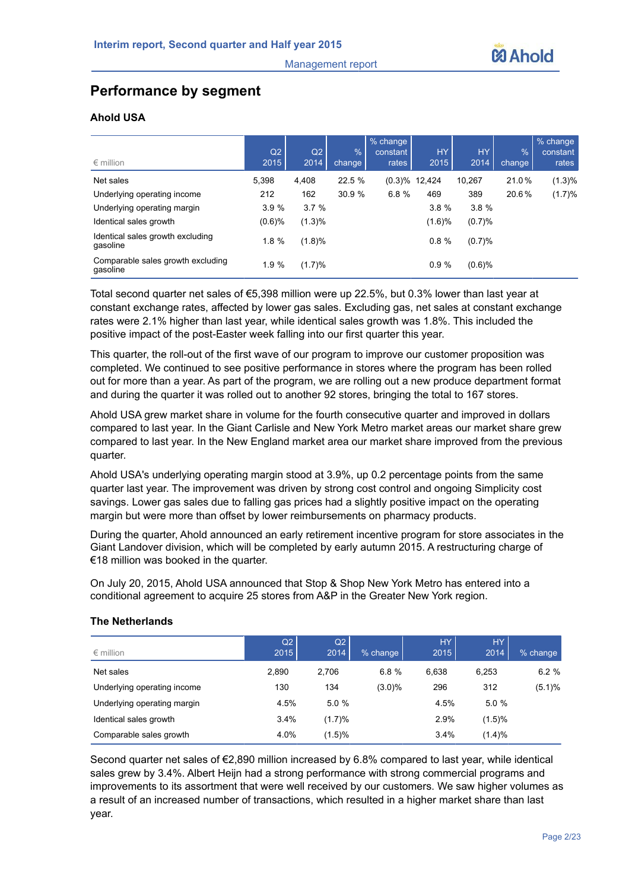## Performance by segment

### Ahold USA

| € million | Q2 2015 | Q2 2014 | % change | % change constant rates | HY 2015 | HY 2014 | % change | % change constant rates |
|---|---|---|---|---|---|---|---|---|
| Net sales | 5,398 | 4,408 | 22.5 % | (0.3)% | 12,424 | 10,267 | 21.0 % | (1.3)% |
| Underlying operating income | 212 | 162 | 30.9 % | 6.8 % | 469 | 389 | 20.6 % | (1.7)% |
| Underlying operating margin | 3.9 % | 3.7 % | | | 3.8 % | 3.8 % | | |
| Identical sales growth | (0.6)% | (1.3)% | | | (1.6)% | (0.7)% | | |
| Identical sales growth excluding gasoline | 1.8 % | (1.8)% | | | 0.8 % | (0.7)% | | |
| Comparable sales growth excluding gasoline | 1.9 % | (1.7)% | | | 0.9 % | (0.6)% | | |

Total second quarter net sales of €5,398 million were up 22.5%, but 0.3% lower than last year at constant exchange rates, affected by lower gas sales. Excluding gas, net sales at constant exchange rates were 2.1% higher than last year, while identical sales growth was 1.8%. This included the positive impact of the post-Easter week falling into our first quarter this year.

This quarter, the roll-out of the first wave of our program to improve our customer proposition was completed. We continued to see positive performance in stores where the program has been rolled out for more than a year. As part of the program, we are rolling out a new produce department format and during the quarter it was rolled out to another 92 stores, bringing the total to 167 stores.

Ahold USA grew market share in volume for the fourth consecutive quarter and improved in dollars compared to last year. In the Giant Carlisle and New York Metro market areas our market share grew compared to last year. In the New England market area our market share improved from the previous quarter.

Ahold USA's underlying operating margin stood at 3.9%, up 0.2 percentage points from the same quarter last year. The improvement was driven by strong cost control and ongoing Simplicity cost savings. Lower gas sales due to falling gas prices had a slightly positive impact on the operating margin but were more than offset by lower reimbursements on pharmacy products.

During the quarter, Ahold announced an early retirement incentive program for store associates in the Giant Landover division, which will be completed by early autumn 2015. A restructuring charge of €18 million was booked in the quarter.

On July 20, 2015, Ahold USA announced that Stop & Shop New York Metro has entered into a conditional agreement to acquire 25 stores from A&P in the Greater New York region.

### The Netherlands

| € million | Q2 2015 | Q2 2014 | % change | HY 2015 | HY 2014 | % change |
|---|---|---|---|---|---|---|
| Net sales | 2,890 | 2,706 | 6.8 % | 6,638 | 6,253 | 6.2 % |
| Underlying operating income | 130 | 134 | (3.0)% | 296 | 312 | (5.1)% |
| Underlying operating margin | 4.5% | 5.0 % | | 4.5% | 5.0 % | |
| Identical sales growth | 3.4% | (1.7)% | | 2.9% | (1.5)% | |
| Comparable sales growth | 4.0% | (1.5)% | | 3.4% | (1.4)% | |

Second quarter net sales of €2,890 million increased by 6.8% compared to last year, while identical sales grew by 3.4%. Albert Heijn had a strong performance with strong commercial programs and improvements to its assortment that were well received by our customers. We saw higher volumes as a result of an increased number of transactions, which resulted in a higher market share than last year.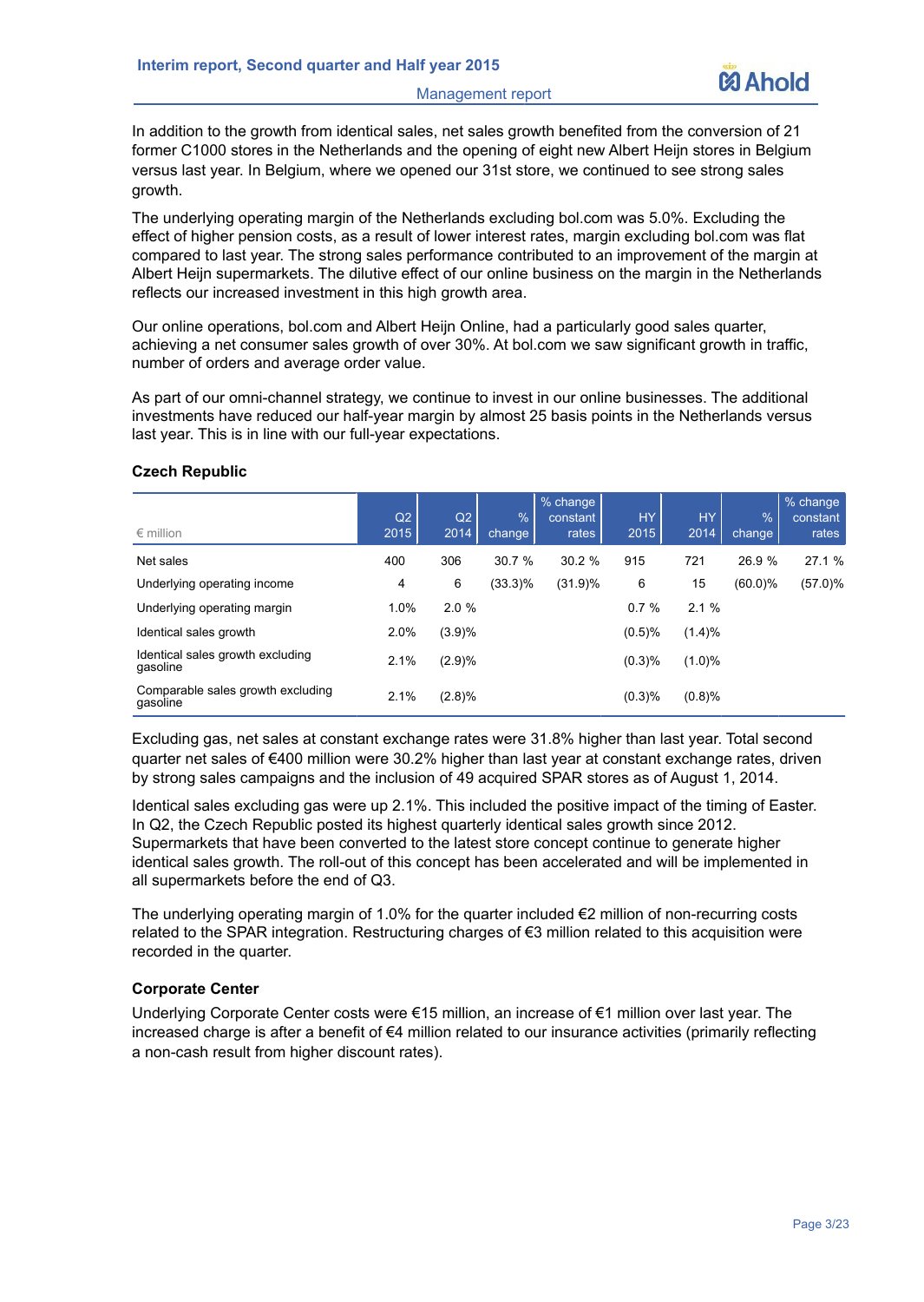In addition to the growth from identical sales, net sales growth benefited from the conversion of 21 former C1000 stores in the Netherlands and the opening of eight new Albert Heijn stores in Belgium versus last year. In Belgium, where we opened our 31st store, we continued to see strong sales growth.

The underlying operating margin of the Netherlands excluding bol.com was 5.0%. Excluding the effect of higher pension costs, as a result of lower interest rates, margin excluding bol.com was flat compared to last year. The strong sales performance contributed to an improvement of the margin at Albert Heijn supermarkets. The dilutive effect of our online business on the margin in the Netherlands reflects our increased investment in this high growth area.

Our online operations, bol.com and Albert Heijn Online, had a particularly good sales quarter, achieving a net consumer sales growth of over 30%. At bol.com we saw significant growth in traffic, number of orders and average order value.

As part of our omni-channel strategy, we continue to invest in our online businesses. The additional investments have reduced our half-year margin by almost 25 basis points in the Netherlands versus last year. This is in line with our full-year expectations.

### Czech Republic

| € million | Q2 2015 | Q2 2014 | % change | % change constant rates | HY 2015 | HY 2014 | % change | % change constant rates |
|---|---|---|---|---|---|---|---|---|
| Net sales | 400 | 306 | 30.7 % | 30.2 % | 915 | 721 | 26.9 % | 27.1 % |
| Underlying operating income | 4 | 6 | (33.3)% | (31.9)% | 6 | 15 | (60.0)% | (57.0)% |
| Underlying operating margin | 1.0% | 2.0 % | | | 0.7 % | 2.1 % | | |
| Identical sales growth | 2.0% | (3.9)% | | | (0.5)% | (1.4)% | | |
| Identical sales growth excluding gasoline | 2.1% | (2.9)% | | | (0.3)% | (1.0)% | | |
| Comparable sales growth excluding gasoline | 2.1% | (2.8)% | | | (0.3)% | (0.8)% | | |

Excluding gas, net sales at constant exchange rates were 31.8% higher than last year. Total second quarter net sales of €400 million were 30.2% higher than last year at constant exchange rates, driven by strong sales campaigns and the inclusion of 49 acquired SPAR stores as of August 1, 2014.

Identical sales excluding gas were up 2.1%. This included the positive impact of the timing of Easter. In Q2, the Czech Republic posted its highest quarterly identical sales growth since 2012. Supermarkets that have been converted to the latest store concept continue to generate higher identical sales growth. The roll-out of this concept has been accelerated and will be implemented in all supermarkets before the end of Q3.

The underlying operating margin of 1.0% for the quarter included €2 million of non-recurring costs related to the SPAR integration. Restructuring charges of €3 million related to this acquisition were recorded in the quarter.

### Corporate Center

Underlying Corporate Center costs were €15 million, an increase of €1 million over last year. The increased charge is after a benefit of €4 million related to our insurance activities (primarily reflecting a non-cash result from higher discount rates).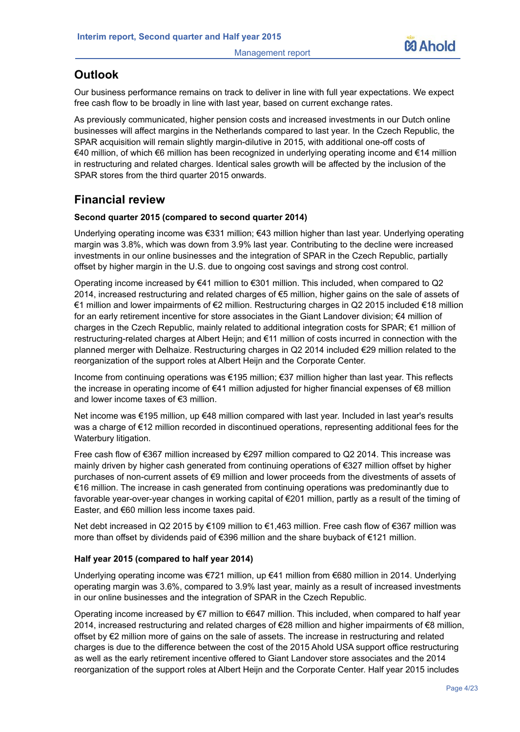## Outlook

Our business performance remains on track to deliver in line with full year expectations. We expect free cash flow to be broadly in line with last year, based on current exchange rates.

As previously communicated, higher pension costs and increased investments in our Dutch online businesses will affect margins in the Netherlands compared to last year. In the Czech Republic, the SPAR acquisition will remain slightly margin-dilutive in 2015, with additional one-off costs of €40 million, of which €6 million has been recognized in underlying operating income and €14 million in restructuring and related charges. Identical sales growth will be affected by the inclusion of the SPAR stores from the third quarter 2015 onwards.

## Financial review

**Second quarter 2015 (compared to second quarter 2014)**

Underlying operating income was €331 million; €43 million higher than last year. Underlying operating margin was 3.8%, which was down from 3.9% last year. Contributing to the decline were increased investments in our online businesses and the integration of SPAR in the Czech Republic, partially offset by higher margin in the U.S. due to ongoing cost savings and strong cost control.

Operating income increased by €41 million to €301 million. This included, when compared to Q2 2014, increased restructuring and related charges of €5 million, higher gains on the sale of assets of €1 million and lower impairments of €2 million. Restructuring charges in Q2 2015 included €18 million for an early retirement incentive for store associates in the Giant Landover division; €4 million of charges in the Czech Republic, mainly related to additional integration costs for SPAR; €1 million of restructuring-related charges at Albert Heijn; and €11 million of costs incurred in connection with the planned merger with Delhaize. Restructuring charges in Q2 2014 included €29 million related to the reorganization of the support roles at Albert Heijn and the Corporate Center.

Income from continuing operations was €195 million; €37 million higher than last year. This reflects the increase in operating income of €41 million adjusted for higher financial expenses of €8 million and lower income taxes of €3 million.

Net income was €195 million, up €48 million compared with last year. Included in last year's results was a charge of €12 million recorded in discontinued operations, representing additional fees for the Waterbury litigation.

Free cash flow of €367 million increased by €297 million compared to Q2 2014. This increase was mainly driven by higher cash generated from continuing operations of €327 million offset by higher purchases of non-current assets of €9 million and lower proceeds from the divestments of assets of €16 million. The increase in cash generated from continuing operations was predominantly due to favorable year-over-year changes in working capital of €201 million, partly as a result of the timing of Easter, and €60 million less income taxes paid.

Net debt increased in Q2 2015 by €109 million to €1,463 million. Free cash flow of €367 million was more than offset by dividends paid of €396 million and the share buyback of €121 million.

**Half year 2015 (compared to half year 2014)**

Underlying operating income was €721 million, up €41 million from €680 million in 2014. Underlying operating margin was 3.6%, compared to 3.9% last year, mainly as a result of increased investments in our online businesses and the integration of SPAR in the Czech Republic.

Operating income increased by €7 million to €647 million. This included, when compared to half year 2014, increased restructuring and related charges of €28 million and higher impairments of €8 million, offset by €2 million more of gains on the sale of assets. The increase in restructuring and related charges is due to the difference between the cost of the 2015 Ahold USA support office restructuring as well as the early retirement incentive offered to Giant Landover store associates and the 2014 reorganization of the support roles at Albert Heijn and the Corporate Center. Half year 2015 includes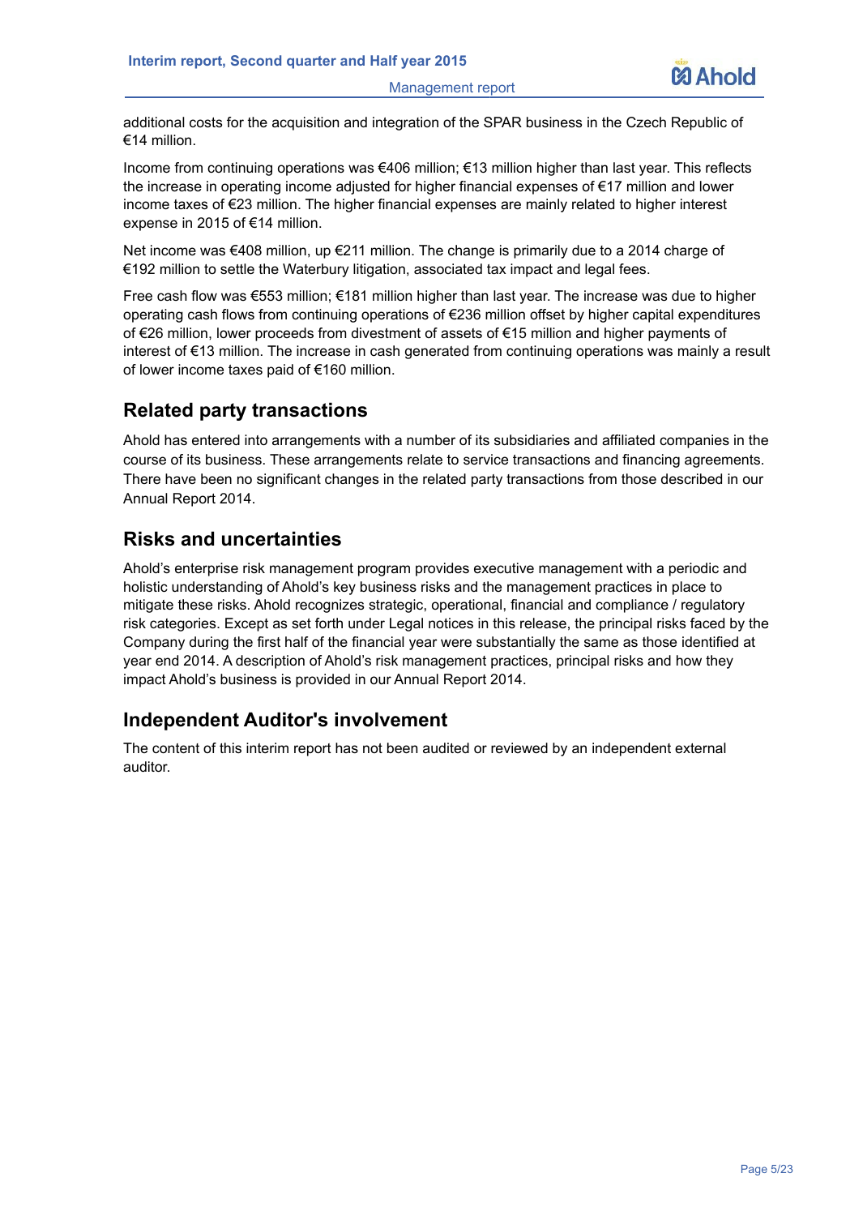additional costs for the acquisition and integration of the SPAR business in the Czech Republic of €14 million.

Income from continuing operations was €406 million; €13 million higher than last year. This reflects the increase in operating income adjusted for higher financial expenses of €17 million and lower income taxes of €23 million. The higher financial expenses are mainly related to higher interest expense in 2015 of €14 million.

Net income was €408 million, up €211 million. The change is primarily due to a 2014 charge of €192 million to settle the Waterbury litigation, associated tax impact and legal fees.

Free cash flow was €553 million; €181 million higher than last year. The increase was due to higher operating cash flows from continuing operations of €236 million offset by higher capital expenditures of €26 million, lower proceeds from divestment of assets of €15 million and higher payments of interest of €13 million. The increase in cash generated from continuing operations was mainly a result of lower income taxes paid of €160 million.

## Related party transactions

Ahold has entered into arrangements with a number of its subsidiaries and affiliated companies in the course of its business. These arrangements relate to service transactions and financing agreements. There have been no significant changes in the related party transactions from those described in our Annual Report 2014.

## Risks and uncertainties

Ahold's enterprise risk management program provides executive management with a periodic and holistic understanding of Ahold's key business risks and the management practices in place to mitigate these risks. Ahold recognizes strategic, operational, financial and compliance / regulatory risk categories. Except as set forth under Legal notices in this release, the principal risks faced by the Company during the first half of the financial year were substantially the same as those identified at year end 2014. A description of Ahold's risk management practices, principal risks and how they impact Ahold's business is provided in our Annual Report 2014.

## Independent Auditor's involvement

The content of this interim report has not been audited or reviewed by an independent external auditor.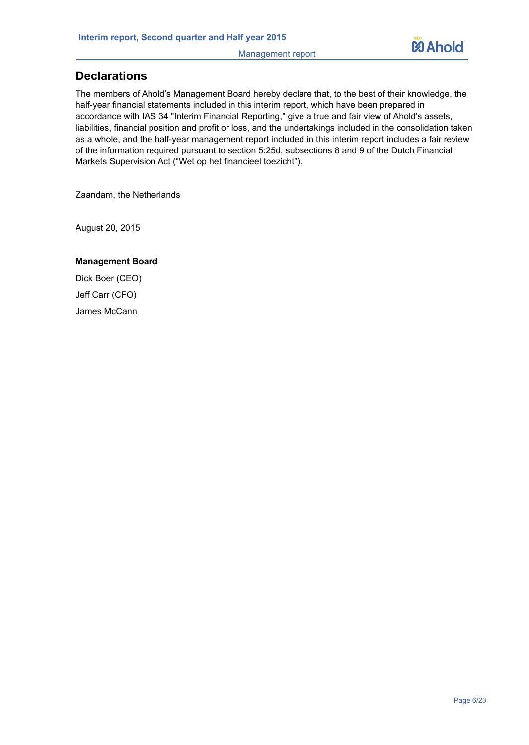## Declarations

The members of Ahold's Management Board hereby declare that, to the best of their knowledge, the half-year financial statements included in this interim report, which have been prepared in accordance with IAS 34 "Interim Financial Reporting," give a true and fair view of Ahold's assets, liabilities, financial position and profit or loss, and the undertakings included in the consolidation taken as a whole, and the half-year management report included in this interim report includes a fair review of the information required pursuant to section 5:25d, subsections 8 and 9 of the Dutch Financial Markets Supervision Act ("Wet op het financieel toezicht").

Zaandam, the Netherlands

August 20, 2015

**Management Board**

Dick Boer (CEO)

Jeff Carr (CFO)

James McCann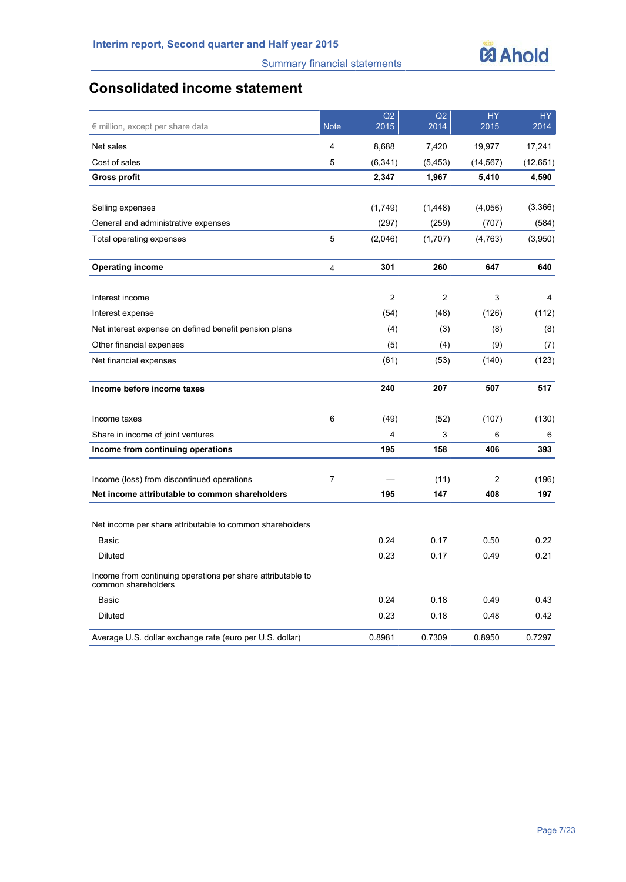# Consolidated income statement

| € million, except per share data | Note | Q2 2015 | Q2 2014 | HY 2015 | HY 2014 |
|---|---|---|---|---|---|
| Net sales | 4 | 8,688 | 7,420 | 19,977 | 17,241 |
| Cost of sales | 5 | (6,341) | (5,453) | (14,567) | (12,651) |
| **Gross profit** | | **2,347** | **1,967** | **5,410** | **4,590** |
| | | | | | |
| Selling expenses | | (1,749) | (1,448) | (4,056) | (3,366) |
| General and administrative expenses | | (297) | (259) | (707) | (584) |
| Total operating expenses | 5 | (2,046) | (1,707) | (4,763) | (3,950) |
| | | | | | |
| **Operating income** | 4 | **301** | **260** | **647** | **640** |
| | | | | | |
| Interest income | | 2 | 2 | 3 | 4 |
| Interest expense | | (54) | (48) | (126) | (112) |
| Net interest expense on defined benefit pension plans | | (4) | (3) | (8) | (8) |
| Other financial expenses | | (5) | (4) | (9) | (7) |
| Net financial expenses | | (61) | (53) | (140) | (123) |
| | | | | | |
| **Income before income taxes** | | **240** | **207** | **507** | **517** |
| | | | | | |
| Income taxes | 6 | (49) | (52) | (107) | (130) |
| Share in income of joint ventures | | 4 | 3 | 6 | 6 |
| **Income from continuing operations** | | **195** | **158** | **406** | **393** |
| | | | | | |
| Income (loss) from discontinued operations | 7 | — | (11) | 2 | (196) |
| **Net income attributable to common shareholders** | | **195** | **147** | **408** | **197** |
| | | | | | |
| Net income per share attributable to common shareholders | | | | | |
| Basic | | 0.24 | 0.17 | 0.50 | 0.22 |
| Diluted | | 0.23 | 0.17 | 0.49 | 0.21 |
| Income from continuing operations per share attributable to common shareholders | | | | | |
| Basic | | 0.24 | 0.18 | 0.49 | 0.43 |
| Diluted | | 0.23 | 0.18 | 0.48 | 0.42 |
| Average U.S. dollar exchange rate (euro per U.S. dollar) | | 0.8981 | 0.7309 | 0.8950 | 0.7297 |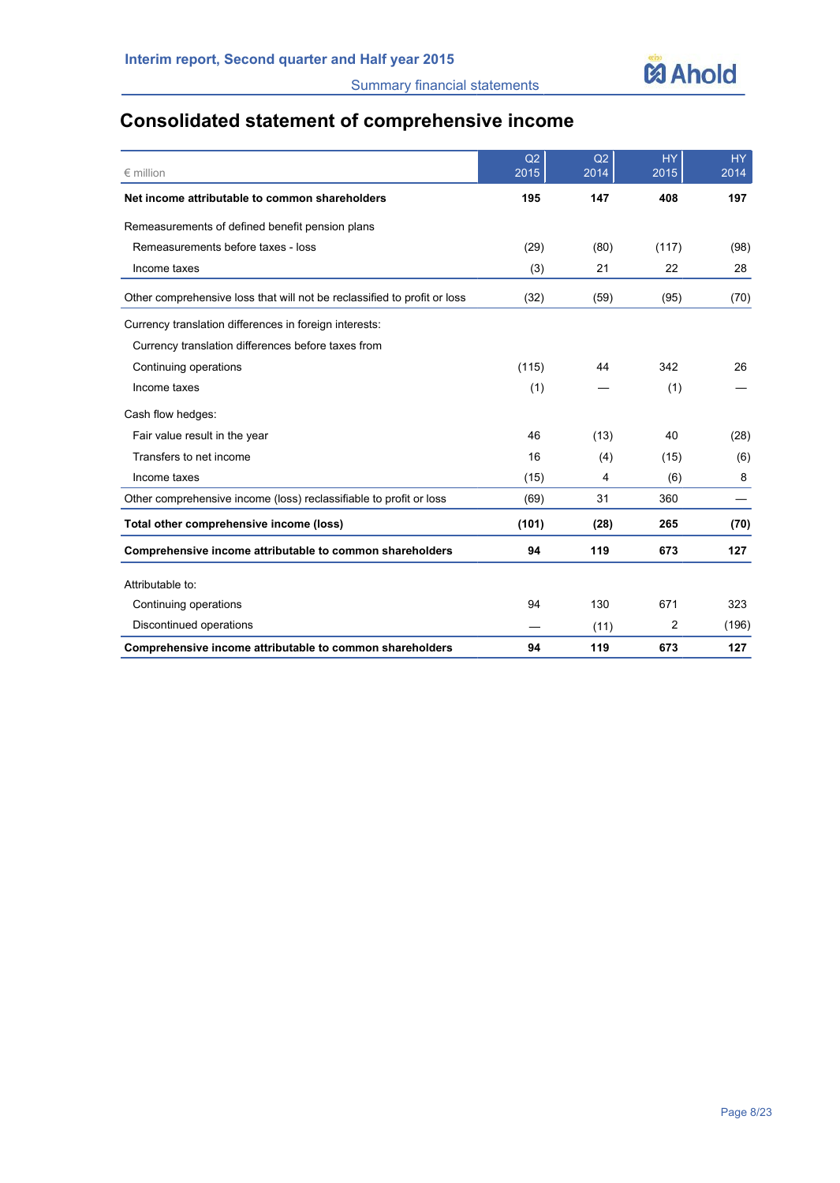# Consolidated statement of comprehensive income

| € million | Q2 2015 | Q2 2014 | HY 2015 | HY 2014 |
|---|---|---|---|---|
| **Net income attributable to common shareholders** | **195** | **147** | **408** | **197** |
| Remeasurements of defined benefit pension plans | | | | |
| Remeasurements before taxes - loss | (29) | (80) | (117) | (98) |
| Income taxes | (3) | 21 | 22 | 28 |
| Other comprehensive loss that will not be reclassified to profit or loss | (32) | (59) | (95) | (70) |
| Currency translation differences in foreign interests: | | | | |
| Currency translation differences before taxes from | | | | |
| Continuing operations | (115) | 44 | 342 | 26 |
| Income taxes | (1) | — | (1) | — |
| Cash flow hedges: | | | | |
| Fair value result in the year | 46 | (13) | 40 | (28) |
| Transfers to net income | 16 | (4) | (15) | (6) |
| Income taxes | (15) | 4 | (6) | 8 |
| Other comprehensive income (loss) reclassifiable to profit or loss | (69) | 31 | 360 | — |
| **Total other comprehensive income (loss)** | **(101)** | **(28)** | **265** | **(70)** |
| **Comprehensive income attributable to common shareholders** | **94** | **119** | **673** | **127** |
| Attributable to: | | | | |
| Continuing operations | 94 | 130 | 671 | 323 |
| Discontinued operations | — | (11) | 2 | (196) |
| **Comprehensive income attributable to common shareholders** | **94** | **119** | **673** | **127** |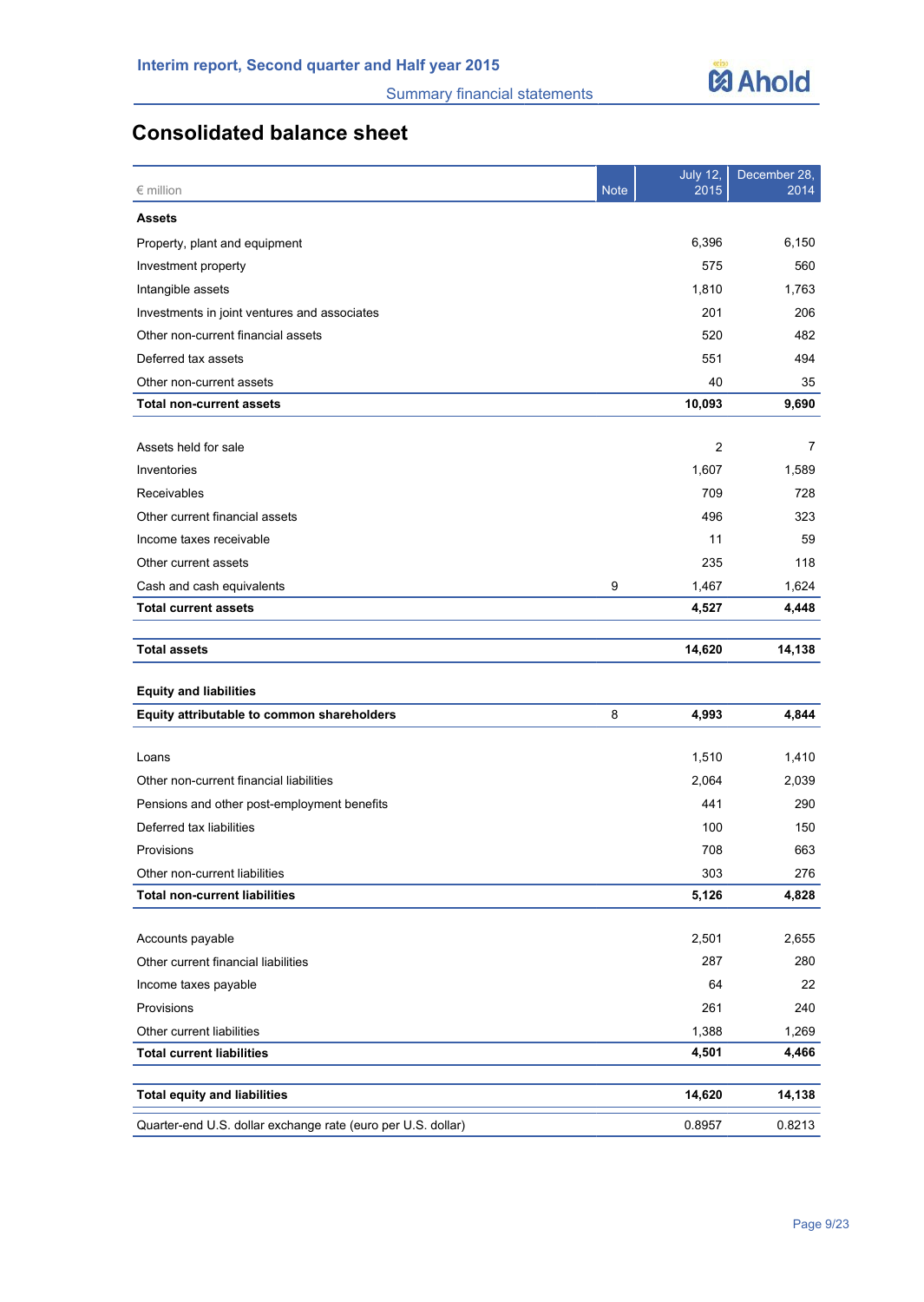# Consolidated balance sheet

| € million | Note | July 12, 2015 | December 28, 2014 |
|---|---|---|---|
| **Assets** | | | |
| Property, plant and equipment | | 6,396 | 6,150 |
| Investment property | | 575 | 560 |
| Intangible assets | | 1,810 | 1,763 |
| Investments in joint ventures and associates | | 201 | 206 |
| Other non-current financial assets | | 520 | 482 |
| Deferred tax assets | | 551 | 494 |
| Other non-current assets | | 40 | 35 |
| **Total non-current assets** | | **10,093** | **9,690** |
| | | | |
| Assets held for sale | | 2 | 7 |
| Inventories | | 1,607 | 1,589 |
| Receivables | | 709 | 728 |
| Other current financial assets | | 496 | 323 |
| Income taxes receivable | | 11 | 59 |
| Other current assets | | 235 | 118 |
| Cash and cash equivalents | 9 | 1,467 | 1,624 |
| **Total current assets** | | **4,527** | **4,448** |
| | | | |
| **Total assets** | | **14,620** | **14,138** |
| | | | |
| **Equity and liabilities** | | | |
| **Equity attributable to common shareholders** | 8 | **4,993** | **4,844** |
| | | | |
| Loans | | 1,510 | 1,410 |
| Other non-current financial liabilities | | 2,064 | 2,039 |
| Pensions and other post-employment benefits | | 441 | 290 |
| Deferred tax liabilities | | 100 | 150 |
| Provisions | | 708 | 663 |
| Other non-current liabilities | | 303 | 276 |
| **Total non-current liabilities** | | **5,126** | **4,828** |
| | | | |
| Accounts payable | | 2,501 | 2,655 |
| Other current financial liabilities | | 287 | 280 |
| Income taxes payable | | 64 | 22 |
| Provisions | | 261 | 240 |
| Other current liabilities | | 1,388 | 1,269 |
| **Total current liabilities** | | **4,501** | **4,466** |
| | | | |
| **Total equity and liabilities** | | **14,620** | **14,138** |
| Quarter-end U.S. dollar exchange rate (euro per U.S. dollar) | | 0.8957 | 0.8213 |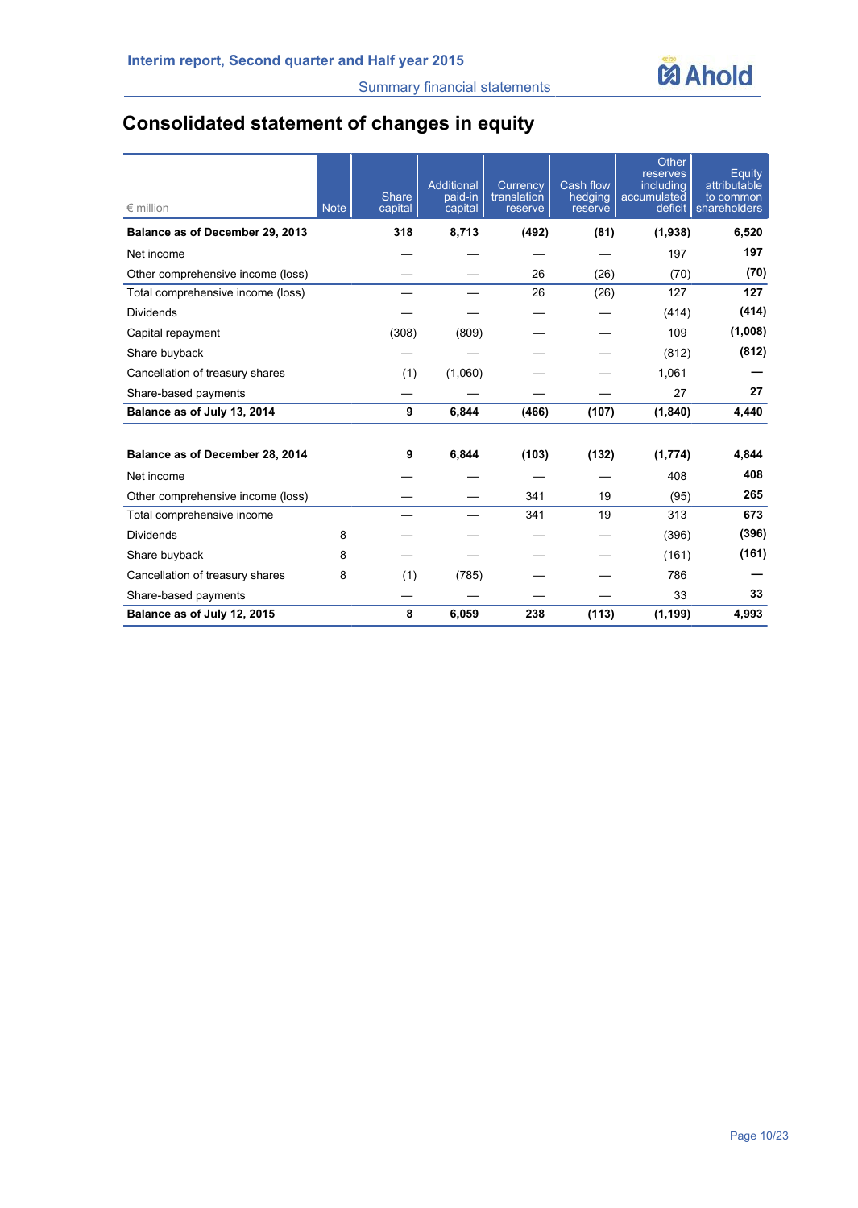# Consolidated statement of changes in equity

| € million | Note | Share capital | Additional paid-in capital | Currency translation reserve | Cash flow hedging reserve | Other reserves including accumulated deficit | Equity attributable to common shareholders |
|---|---|---|---|---|---|---|---|
| **Balance as of December 29, 2013** | | **318** | **8,713** | **(492)** | **(81)** | **(1,938)** | **6,520** |
| Net income | | — | — | — | — | 197 | **197** |
| Other comprehensive income (loss) | | — | — | 26 | (26) | (70) | **(70)** |
| Total comprehensive income (loss) | | — | — | 26 | (26) | 127 | **127** |
| Dividends | | — | — | — | — | (414) | **(414)** |
| Capital repayment | | (308) | (809) | — | — | 109 | **(1,008)** |
| Share buyback | | — | — | — | — | (812) | **(812)** |
| Cancellation of treasury shares | | (1) | (1,060) | — | — | 1,061 | **—** |
| Share-based payments | | — | — | — | — | 27 | **27** |
| **Balance as of July 13, 2014** | | **9** | **6,844** | **(466)** | **(107)** | **(1,840)** | **4,440** |
| | | | | | | | |
| **Balance as of December 28, 2014** | | **9** | **6,844** | **(103)** | **(132)** | **(1,774)** | **4,844** |
| Net income | | — | — | — | — | 408 | **408** |
| Other comprehensive income (loss) | | — | — | 341 | 19 | (95) | **265** |
| Total comprehensive income | | — | — | 341 | 19 | 313 | **673** |
| Dividends | 8 | — | — | — | — | (396) | **(396)** |
| Share buyback | 8 | — | — | — | — | (161) | **(161)** |
| Cancellation of treasury shares | 8 | (1) | (785) | — | — | 786 | **—** |
| Share-based payments | | — | — | — | — | 33 | **33** |
| **Balance as of July 12, 2015** | | **8** | **6,059** | **238** | **(113)** | **(1,199)** | **4,993** |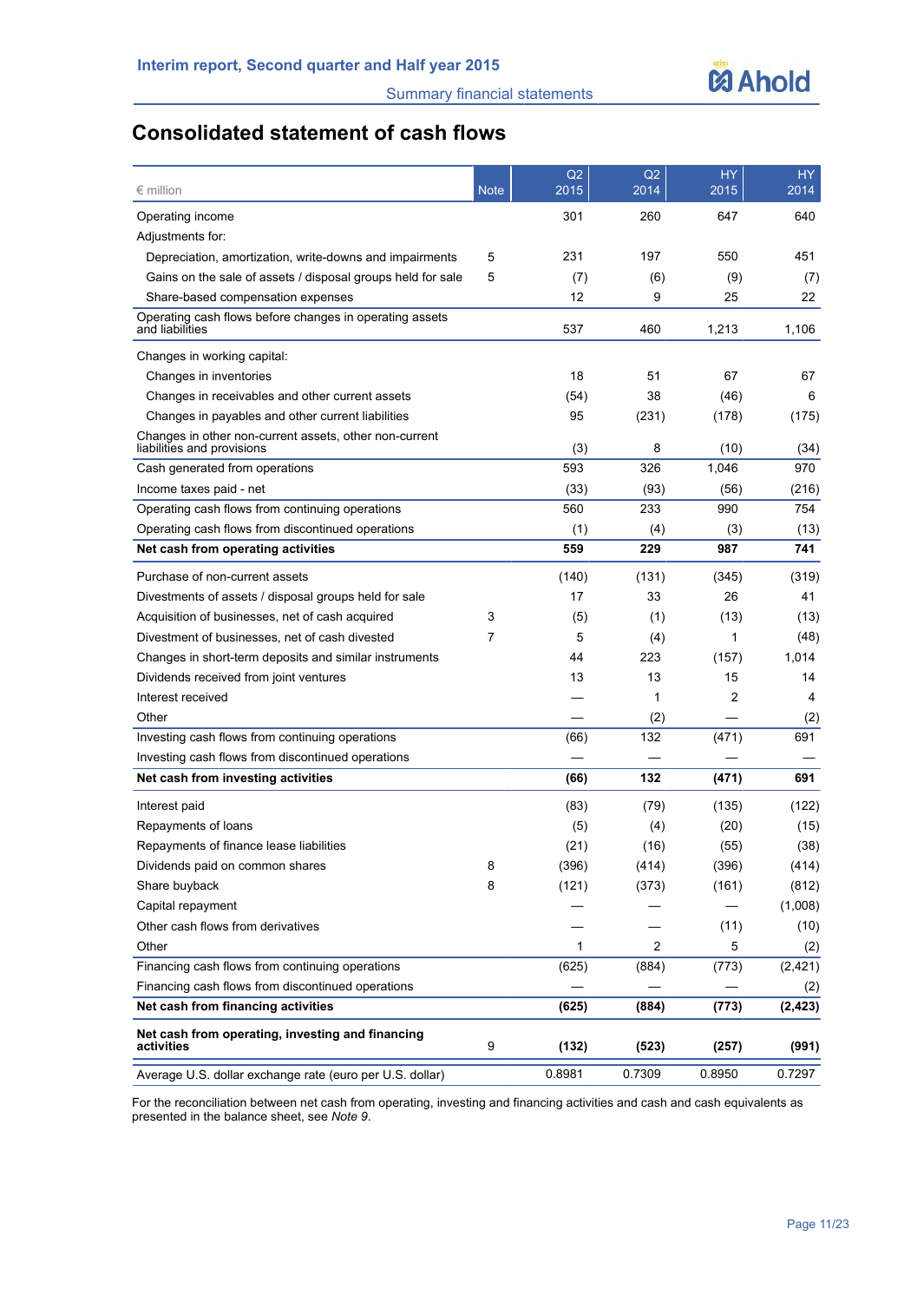# Consolidated statement of cash flows

| € million | Note | Q2 2015 | Q2 2014 | HY 2015 | HY 2014 |
|---|---|---|---|---|---|
| Operating income | | 301 | 260 | 647 | 640 |
| Adjustments for: | | | | | |
| Depreciation, amortization, write-downs and impairments | 5 | 231 | 197 | 550 | 451 |
| Gains on the sale of assets / disposal groups held for sale | 5 | (7) | (6) | (9) | (7) |
| Share-based compensation expenses | | 12 | 9 | 25 | 22 |
| Operating cash flows before changes in operating assets and liabilities | | 537 | 460 | 1,213 | 1,106 |
| Changes in working capital: | | | | | |
| Changes in inventories | | 18 | 51 | 67 | 67 |
| Changes in receivables and other current assets | | (54) | 38 | (46) | 6 |
| Changes in payables and other current liabilities | | 95 | (231) | (178) | (175) |
| Changes in other non-current assets, other non-current liabilities and provisions | | (3) | 8 | (10) | (34) |
| Cash generated from operations | | 593 | 326 | 1,046 | 970 |
| Income taxes paid - net | | (33) | (93) | (56) | (216) |
| Operating cash flows from continuing operations | | 560 | 233 | 990 | 754 |
| Operating cash flows from discontinued operations | | (1) | (4) | (3) | (13) |
| **Net cash from operating activities** | | **559** | **229** | **987** | **741** |
| Purchase of non-current assets | | (140) | (131) | (345) | (319) |
| Divestments of assets / disposal groups held for sale | | 17 | 33 | 26 | 41 |
| Acquisition of businesses, net of cash acquired | 3 | (5) | (1) | (13) | (13) |
| Divestment of businesses, net of cash divested | 7 | 5 | (4) | 1 | (48) |
| Changes in short-term deposits and similar instruments | | 44 | 223 | (157) | 1,014 |
| Dividends received from joint ventures | | 13 | 13 | 15 | 14 |
| Interest received | | — | 1 | 2 | 4 |
| Other | | — | (2) | — | (2) |
| Investing cash flows from continuing operations | | (66) | 132 | (471) | 691 |
| Investing cash flows from discontinued operations | | — | — | — | — |
| **Net cash from investing activities** | | **(66)** | **132** | **(471)** | **691** |
| Interest paid | | (83) | (79) | (135) | (122) |
| Repayments of loans | | (5) | (4) | (20) | (15) |
| Repayments of finance lease liabilities | | (21) | (16) | (55) | (38) |
| Dividends paid on common shares | 8 | (396) | (414) | (396) | (414) |
| Share buyback | 8 | (121) | (373) | (161) | (812) |
| Capital repayment | | — | — | — | (1,008) |
| Other cash flows from derivatives | | — | — | (11) | (10) |
| Other | | 1 | 2 | 5 | (2) |
| Financing cash flows from continuing operations | | (625) | (884) | (773) | (2,421) |
| Financing cash flows from discontinued operations | | — | — | — | (2) |
| **Net cash from financing activities** | | **(625)** | **(884)** | **(773)** | **(2,423)** |
| **Net cash from operating, investing and financing activities** | 9 | **(132)** | **(523)** | **(257)** | **(991)** |
| Average U.S. dollar exchange rate (euro per U.S. dollar) | | 0.8981 | 0.7309 | 0.8950 | 0.7297 |

For the reconciliation between net cash from operating, investing and financing activities and cash and cash equivalents as presented in the balance sheet, see *Note 9*.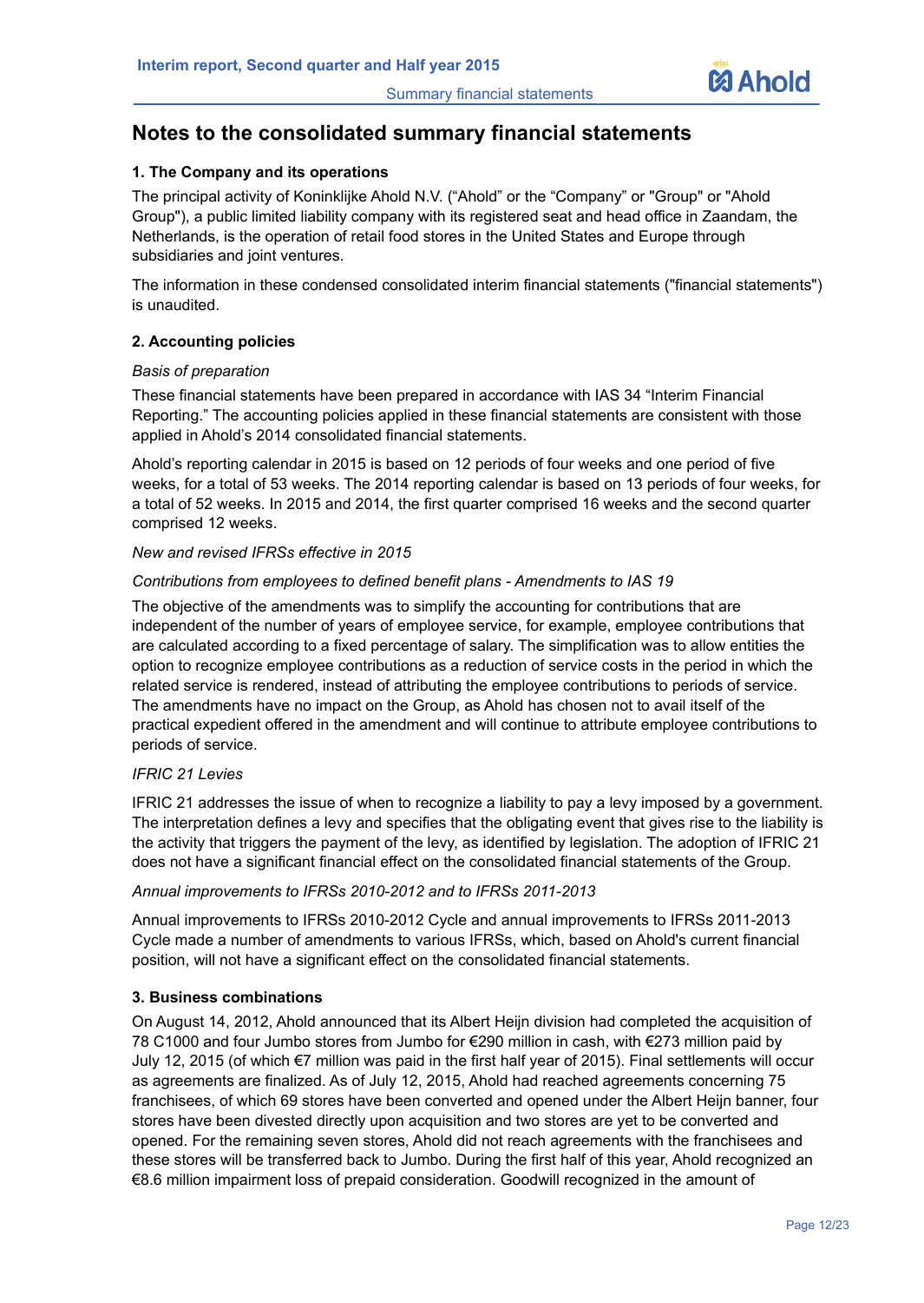# Notes to the consolidated summary financial statements

### 1. The Company and its operations

The principal activity of Koninklijke Ahold N.V. ("Ahold" or the "Company" or "Group" or "Ahold Group"), a public limited liability company with its registered seat and head office in Zaandam, the Netherlands, is the operation of retail food stores in the United States and Europe through subsidiaries and joint ventures.

The information in these condensed consolidated interim financial statements ("financial statements") is unaudited.

### 2. Accounting policies

*Basis of preparation*

These financial statements have been prepared in accordance with IAS 34 "Interim Financial Reporting." The accounting policies applied in these financial statements are consistent with those applied in Ahold's 2014 consolidated financial statements.

Ahold's reporting calendar in 2015 is based on 12 periods of four weeks and one period of five weeks, for a total of 53 weeks. The 2014 reporting calendar is based on 13 periods of four weeks, for a total of 52 weeks. In 2015 and 2014, the first quarter comprised 16 weeks and the second quarter comprised 12 weeks.

*New and revised IFRSs effective in 2015*

*Contributions from employees to defined benefit plans - Amendments to IAS 19*

The objective of the amendments was to simplify the accounting for contributions that are independent of the number of years of employee service, for example, employee contributions that are calculated according to a fixed percentage of salary. The simplification was to allow entities the option to recognize employee contributions as a reduction of service costs in the period in which the related service is rendered, instead of attributing the employee contributions to periods of service. The amendments have no impact on the Group, as Ahold has chosen not to avail itself of the practical expedient offered in the amendment and will continue to attribute employee contributions to periods of service.

*IFRIC 21 Levies*

IFRIC 21 addresses the issue of when to recognize a liability to pay a levy imposed by a government. The interpretation defines a levy and specifies that the obligating event that gives rise to the liability is the activity that triggers the payment of the levy, as identified by legislation. The adoption of IFRIC 21 does not have a significant financial effect on the consolidated financial statements of the Group.

*Annual improvements to IFRSs 2010-2012 and to IFRSs 2011-2013*

Annual improvements to IFRSs 2010-2012 Cycle and annual improvements to IFRSs 2011-2013 Cycle made a number of amendments to various IFRSs, which, based on Ahold's current financial position, will not have a significant effect on the consolidated financial statements.

### 3. Business combinations

On August 14, 2012, Ahold announced that its Albert Heijn division had completed the acquisition of 78 C1000 and four Jumbo stores from Jumbo for €290 million in cash, with €273 million paid by July 12, 2015 (of which €7 million was paid in the first half year of 2015). Final settlements will occur as agreements are finalized. As of July 12, 2015, Ahold had reached agreements concerning 75 franchisees, of which 69 stores have been converted and opened under the Albert Heijn banner, four stores have been divested directly upon acquisition and two stores are yet to be converted and opened. For the remaining seven stores, Ahold did not reach agreements with the franchisees and these stores will be transferred back to Jumbo. During the first half of this year, Ahold recognized an €8.6 million impairment loss of prepaid consideration. Goodwill recognized in the amount of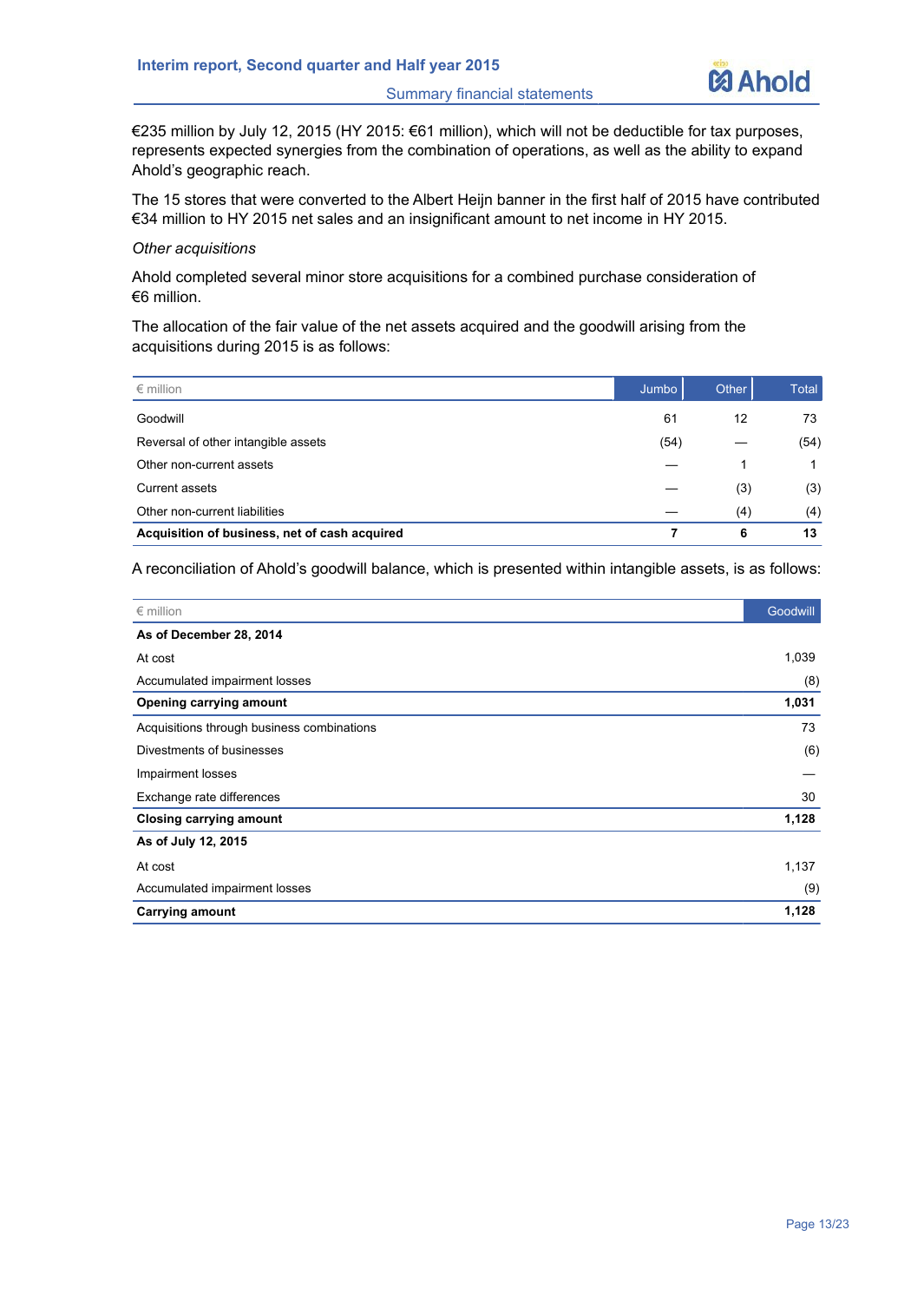€235 million by July 12, 2015 (HY 2015: €61 million), which will not be deductible for tax purposes, represents expected synergies from the combination of operations, as well as the ability to expand Ahold's geographic reach.

The 15 stores that were converted to the Albert Heijn banner in the first half of 2015 have contributed €34 million to HY 2015 net sales and an insignificant amount to net income in HY 2015.

*Other acquisitions*

Ahold completed several minor store acquisitions for a combined purchase consideration of €6 million.

The allocation of the fair value of the net assets acquired and the goodwill arising from the acquisitions during 2015 is as follows:

| € million | Jumbo | Other | Total |
|---|---|---|---|
| Goodwill | 61 | 12 | 73 |
| Reversal of other intangible assets | (54) | — | (54) |
| Other non-current assets | — | 1 | 1 |
| Current assets | — | (3) | (3) |
| Other non-current liabilities | — | (4) | (4) |
| **Acquisition of business, net of cash acquired** | **7** | **6** | **13** |

A reconciliation of Ahold's goodwill balance, which is presented within intangible assets, is as follows:

| € million | Goodwill |
|---|---|
| **As of December 28, 2014** | |
| At cost | 1,039 |
| Accumulated impairment losses | (8) |
| **Opening carrying amount** | **1,031** |
| Acquisitions through business combinations | 73 |
| Divestments of businesses | (6) |
| Impairment losses | — |
| Exchange rate differences | 30 |
| **Closing carrying amount** | **1,128** |
| **As of July 12, 2015** | |
| At cost | 1,137 |
| Accumulated impairment losses | (9) |
| **Carrying amount** | **1,128** |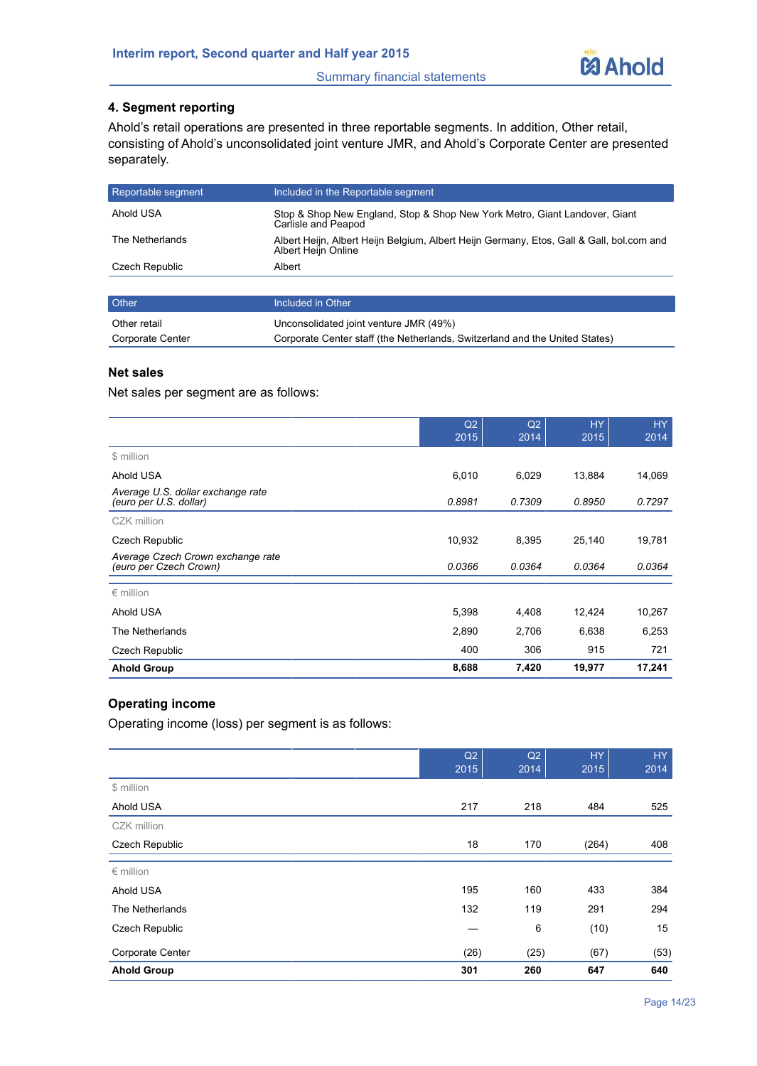## 4. Segment reporting

Ahold's retail operations are presented in three reportable segments. In addition, Other retail, consisting of Ahold's unconsolidated joint venture JMR, and Ahold's Corporate Center are presented separately.

| Reportable segment | Included in the Reportable segment |
|---|---|
| Ahold USA | Stop & Shop New England, Stop & Shop New York Metro, Giant Landover, Giant Carlisle and Peapod |
| The Netherlands | Albert Heijn, Albert Heijn Belgium, Albert Heijn Germany, Etos, Gall & Gall, bol.com and Albert Heijn Online |
| Czech Republic | Albert |

| Other | Included in Other |
|---|---|
| Other retail | Unconsolidated joint venture JMR (49%) |
| Corporate Center | Corporate Center staff (the Netherlands, Switzerland and the United States) |

### Net sales

Net sales per segment are as follows:

| | Q2 2015 | Q2 2014 | HY 2015 | HY 2014 |
|---|---|---|---|---|
| $ million | | | | |
| Ahold USA | 6,010 | 6,029 | 13,884 | 14,069 |
| *Average U.S. dollar exchange rate (euro per U.S. dollar)* | *0.8981* | *0.7309* | *0.8950* | *0.7297* |
| CZK million | | | | |
| Czech Republic | 10,932 | 8,395 | 25,140 | 19,781 |
| *Average Czech Crown exchange rate (euro per Czech Crown)* | *0.0366* | *0.0364* | *0.0364* | *0.0364* |
| € million | | | | |
| Ahold USA | 5,398 | 4,408 | 12,424 | 10,267 |
| The Netherlands | 2,890 | 2,706 | 6,638 | 6,253 |
| Czech Republic | 400 | 306 | 915 | 721 |
| **Ahold Group** | **8,688** | **7,420** | **19,977** | **17,241** |

### Operating income

Operating income (loss) per segment is as follows:

| | Q2 2015 | Q2 2014 | HY 2015 | HY 2014 |
|---|---|---|---|---|
| $ million | | | | |
| Ahold USA | 217 | 218 | 484 | 525 |
| CZK million | | | | |
| Czech Republic | 18 | 170 | (264) | 408 |
| € million | | | | |
| Ahold USA | 195 | 160 | 433 | 384 |
| The Netherlands | 132 | 119 | 291 | 294 |
| Czech Republic | — | 6 | (10) | 15 |
| Corporate Center | (26) | (25) | (67) | (53) |
| **Ahold Group** | **301** | **260** | **647** | **640** |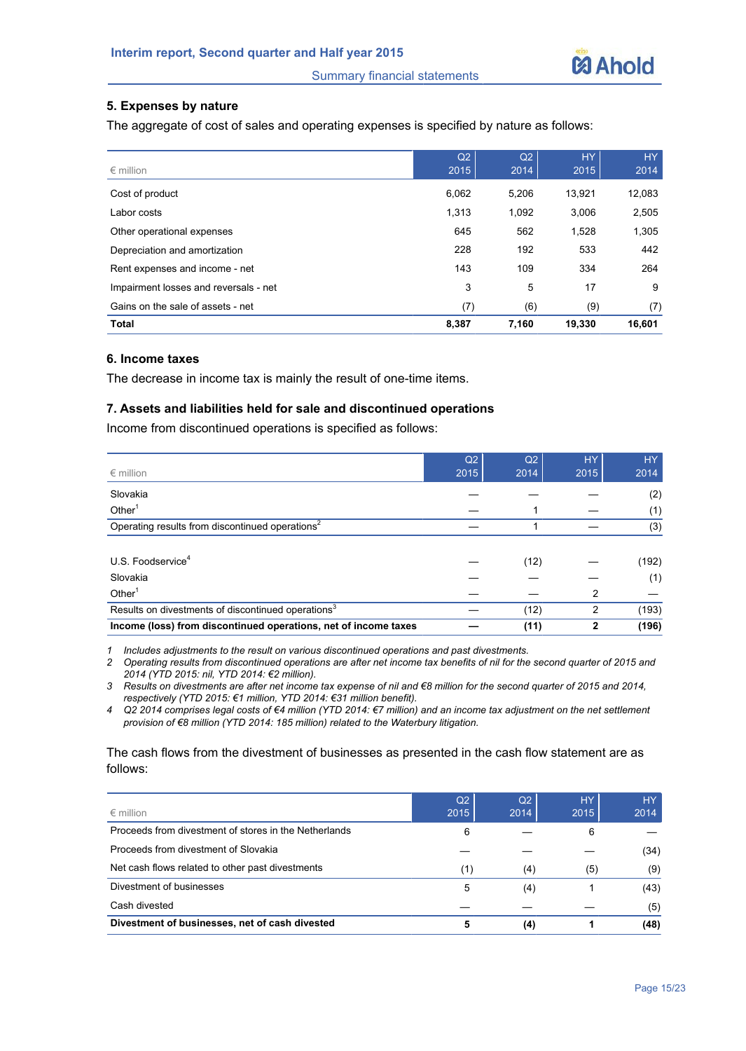## 5. Expenses by nature

The aggregate of cost of sales and operating expenses is specified by nature as follows:

| € million | Q2 2015 | Q2 2014 | HY 2015 | HY 2014 |
|---|---|---|---|---|
| Cost of product | 6,062 | 5,206 | 13,921 | 12,083 |
| Labor costs | 1,313 | 1,092 | 3,006 | 2,505 |
| Other operational expenses | 645 | 562 | 1,528 | 1,305 |
| Depreciation and amortization | 228 | 192 | 533 | 442 |
| Rent expenses and income - net | 143 | 109 | 334 | 264 |
| Impairment losses and reversals - net | 3 | 5 | 17 | 9 |
| Gains on the sale of assets - net | (7) | (6) | (9) | (7) |
| **Total** | **8,387** | **7,160** | **19,330** | **16,601** |

## 6. Income taxes

The decrease in income tax is mainly the result of one-time items.

## 7. Assets and liabilities held for sale and discontinued operations

Income from discontinued operations is specified as follows:

| € million | Q2 2015 | Q2 2014 | HY 2015 | HY 2014 |
|---|---|---|---|---|
| Slovakia | — | — | — | (2) |
| Other[1] | — | 1 | — | (1) |
| Operating results from discontinued operations[2] | — | 1 | — | (3) |
| | | | | |
| U.S. Foodservice[4] | — | (12) | — | (192) |
| Slovakia | — | — | — | (1) |
| Other[1] | — | — | 2 | — |
| Results on divestments of discontinued operations[3] | — | (12) | 2 | (193) |
| **Income (loss) from discontinued operations, net of income taxes** | **—** | **(11)** | **2** | **(196)** |

1 *Includes adjustments to the result on various discontinued operations and past divestments.*
2 *Operating results from discontinued operations are after net income tax benefits of nil for the second quarter of 2015 and 2014 (YTD 2015: nil, YTD 2014: €2 million).*
3 *Results on divestments are after net income tax expense of nil and €8 million for the second quarter of 2015 and 2014, respectively (YTD 2015: €1 million, YTD 2014: €31 million benefit).*
4 *Q2 2014 comprises legal costs of €4 million (YTD 2014: €7 million) and an income tax adjustment on the net settlement provision of €8 million (YTD 2014: 185 million) related to the Waterbury litigation.*

The cash flows from the divestment of businesses as presented in the cash flow statement are as follows:

| € million | Q2 2015 | Q2 2014 | HY 2015 | HY 2014 |
|---|---|---|---|---|
| Proceeds from divestment of stores in the Netherlands | 6 | — | 6 | — |
| Proceeds from divestment of Slovakia | — | — | — | (34) |
| Net cash flows related to other past divestments | (1) | (4) | (5) | (9) |
| Divestment of businesses | 5 | (4) | 1 | (43) |
| Cash divested | — | — | — | (5) |
| **Divestment of businesses, net of cash divested** | **5** | **(4)** | **1** | **(48)** |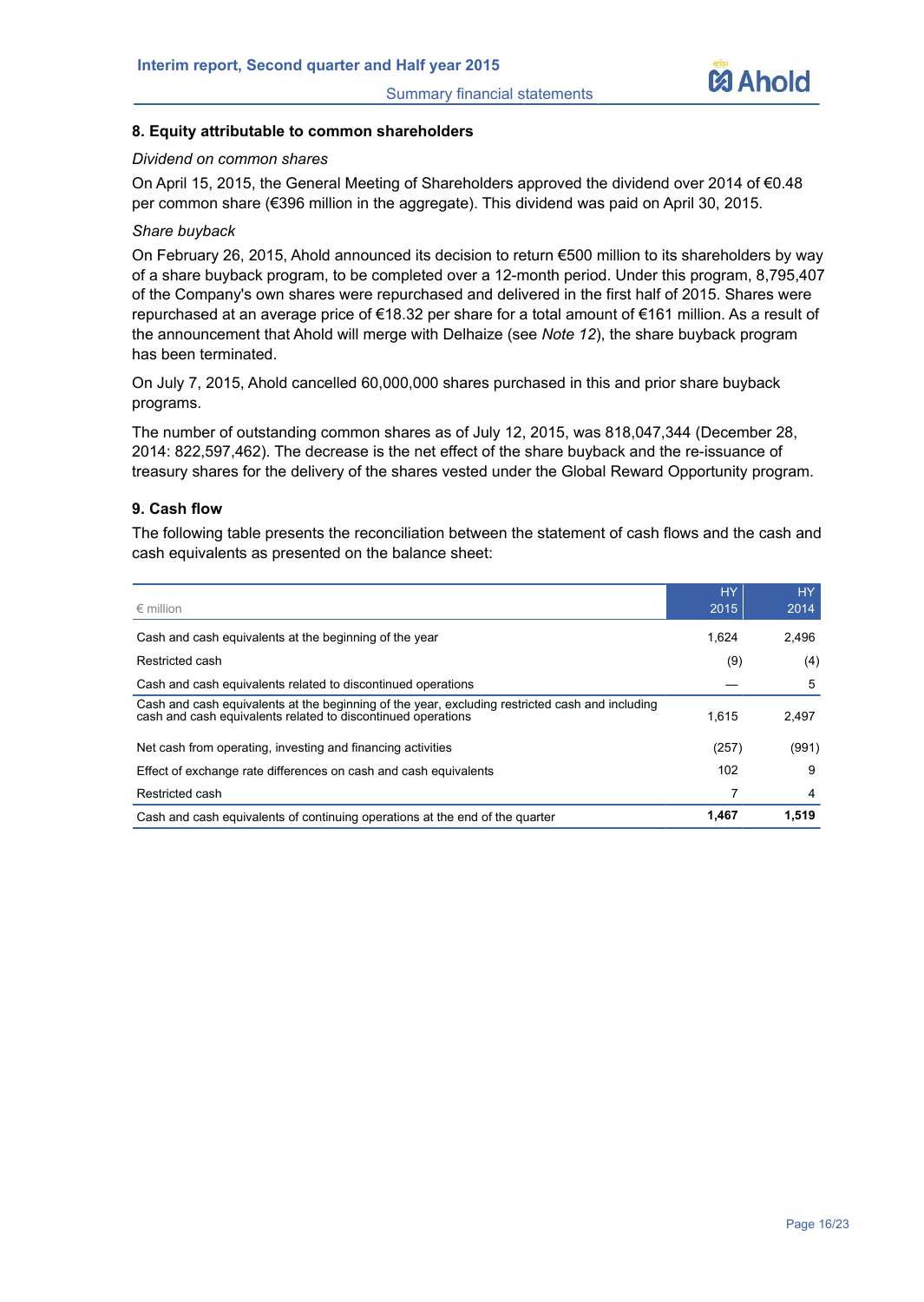## 8. Equity attributable to common shareholders

*Dividend on common shares*

On April 15, 2015, the General Meeting of Shareholders approved the dividend over 2014 of €0.48 per common share (€396 million in the aggregate). This dividend was paid on April 30, 2015.

*Share buyback*

On February 26, 2015, Ahold announced its decision to return €500 million to its shareholders by way of a share buyback program, to be completed over a 12-month period. Under this program, 8,795,407 of the Company's own shares were repurchased and delivered in the first half of 2015. Shares were repurchased at an average price of €18.32 per share for a total amount of €161 million. As a result of the announcement that Ahold will merge with Delhaize (see *Note 12*), the share buyback program has been terminated.

On July 7, 2015, Ahold cancelled 60,000,000 shares purchased in this and prior share buyback programs.

The number of outstanding common shares as of July 12, 2015, was 818,047,344 (December 28, 2014: 822,597,462). The decrease is the net effect of the share buyback and the re-issuance of treasury shares for the delivery of the shares vested under the Global Reward Opportunity program.

## 9. Cash flow

The following table presents the reconciliation between the statement of cash flows and the cash and cash equivalents as presented on the balance sheet:

| € million | HY 2015 | HY 2014 |
|---|---|---|
| Cash and cash equivalents at the beginning of the year | 1,624 | 2,496 |
| Restricted cash | (9) | (4) |
| Cash and cash equivalents related to discontinued operations | — | 5 |
| Cash and cash equivalents at the beginning of the year, excluding restricted cash and including cash and cash equivalents related to discontinued operations | 1,615 | 2,497 |
| Net cash from operating, investing and financing activities | (257) | (991) |
| Effect of exchange rate differences on cash and cash equivalents | 102 | 9 |
| Restricted cash | 7 | 4 |
| Cash and cash equivalents of continuing operations at the end of the quarter | **1,467** | **1,519** |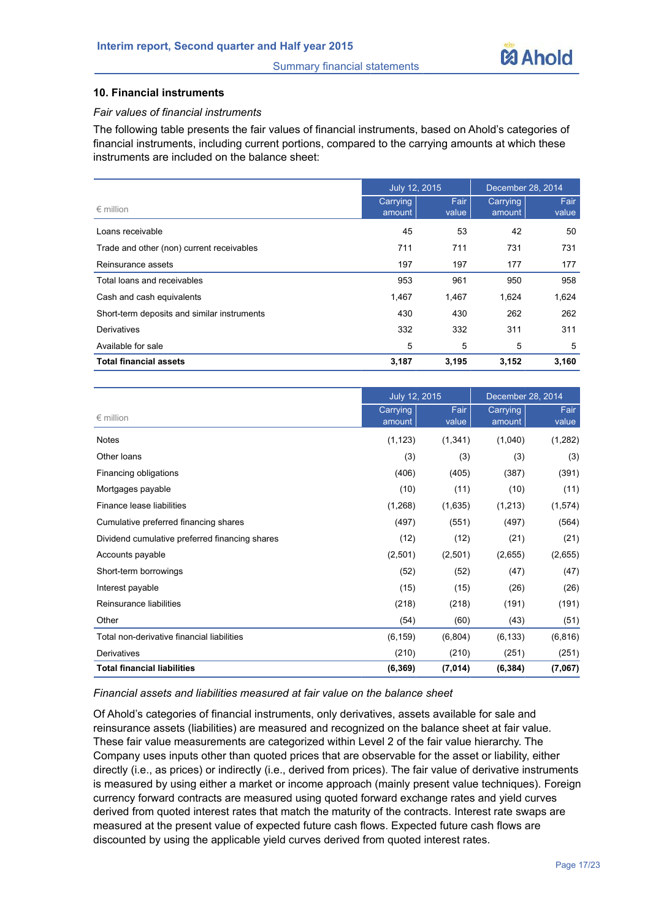### 10. Financial instruments

*Fair values of financial instruments*

The following table presents the fair values of financial instruments, based on Ahold's categories of financial instruments, including current portions, compared to the carrying amounts at which these instruments are included on the balance sheet:

| € million | July 12, 2015 | | December 28, 2014 | |
|---|---|---|---|---|
| | Carrying amount | Fair value | Carrying amount | Fair value |
| Loans receivable | 45 | 53 | 42 | 50 |
| Trade and other (non) current receivables | 711 | 711 | 731 | 731 |
| Reinsurance assets | 197 | 197 | 177 | 177 |
| Total loans and receivables | 953 | 961 | 950 | 958 |
| Cash and cash equivalents | 1,467 | 1,467 | 1,624 | 1,624 |
| Short-term deposits and similar instruments | 430 | 430 | 262 | 262 |
| Derivatives | 332 | 332 | 311 | 311 |
| Available for sale | 5 | 5 | 5 | 5 |
| **Total financial assets** | **3,187** | **3,195** | **3,152** | **3,160** |

| € million | July 12, 2015 | | December 28, 2014 | |
|---|---|---|---|---|
| | Carrying amount | Fair value | Carrying amount | Fair value |
| Notes | (1,123) | (1,341) | (1,040) | (1,282) |
| Other loans | (3) | (3) | (3) | (3) |
| Financing obligations | (406) | (405) | (387) | (391) |
| Mortgages payable | (10) | (11) | (10) | (11) |
| Finance lease liabilities | (1,268) | (1,635) | (1,213) | (1,574) |
| Cumulative preferred financing shares | (497) | (551) | (497) | (564) |
| Dividend cumulative preferred financing shares | (12) | (12) | (21) | (21) |
| Accounts payable | (2,501) | (2,501) | (2,655) | (2,655) |
| Short-term borrowings | (52) | (52) | (47) | (47) |
| Interest payable | (15) | (15) | (26) | (26) |
| Reinsurance liabilities | (218) | (218) | (191) | (191) |
| Other | (54) | (60) | (43) | (51) |
| Total non-derivative financial liabilities | (6,159) | (6,804) | (6,133) | (6,816) |
| Derivatives | (210) | (210) | (251) | (251) |
| **Total financial liabilities** | **(6,369)** | **(7,014)** | **(6,384)** | **(7,067)** |

*Financial assets and liabilities measured at fair value on the balance sheet*

Of Ahold's categories of financial instruments, only derivatives, assets available for sale and reinsurance assets (liabilities) are measured and recognized on the balance sheet at fair value. These fair value measurements are categorized within Level 2 of the fair value hierarchy. The Company uses inputs other than quoted prices that are observable for the asset or liability, either directly (i.e., as prices) or indirectly (i.e., derived from prices). The fair value of derivative instruments is measured by using either a market or income approach (mainly present value techniques). Foreign currency forward contracts are measured using quoted forward exchange rates and yield curves derived from quoted interest rates that match the maturity of the contracts. Interest rate swaps are measured at the present value of expected future cash flows. Expected future cash flows are discounted by using the applicable yield curves derived from quoted interest rates.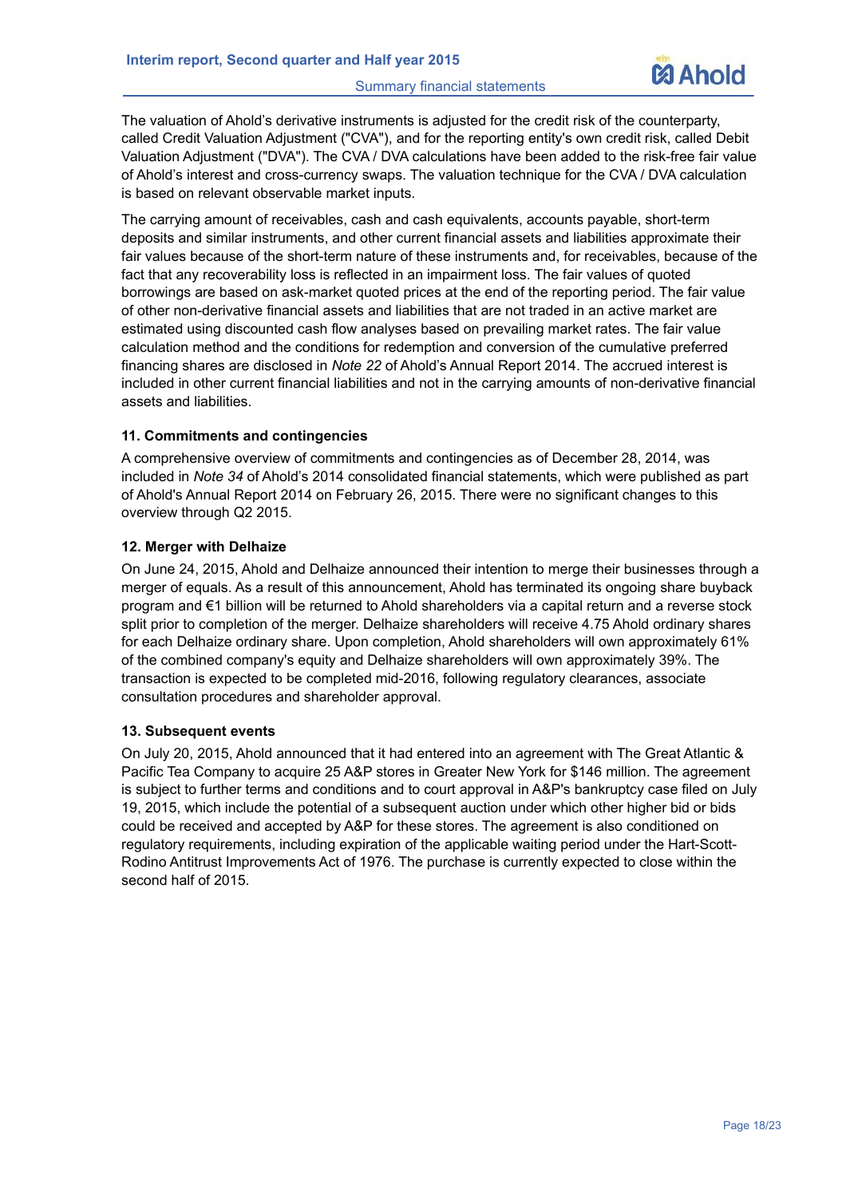The valuation of Ahold's derivative instruments is adjusted for the credit risk of the counterparty, called Credit Valuation Adjustment ("CVA"), and for the reporting entity's own credit risk, called Debit Valuation Adjustment ("DVA"). The CVA / DVA calculations have been added to the risk-free fair value of Ahold's interest and cross-currency swaps. The valuation technique for the CVA / DVA calculation is based on relevant observable market inputs.

The carrying amount of receivables, cash and cash equivalents, accounts payable, short-term deposits and similar instruments, and other current financial assets and liabilities approximate their fair values because of the short-term nature of these instruments and, for receivables, because of the fact that any recoverability loss is reflected in an impairment loss. The fair values of quoted borrowings are based on ask-market quoted prices at the end of the reporting period. The fair value of other non-derivative financial assets and liabilities that are not traded in an active market are estimated using discounted cash flow analyses based on prevailing market rates. The fair value calculation method and the conditions for redemption and conversion of the cumulative preferred financing shares are disclosed in *Note 22* of Ahold's Annual Report 2014. The accrued interest is included in other current financial liabilities and not in the carrying amounts of non-derivative financial assets and liabilities.

### 11. Commitments and contingencies

A comprehensive overview of commitments and contingencies as of December 28, 2014, was included in *Note 34* of Ahold's 2014 consolidated financial statements, which were published as part of Ahold's Annual Report 2014 on February 26, 2015. There were no significant changes to this overview through Q2 2015.

### 12. Merger with Delhaize

On June 24, 2015, Ahold and Delhaize announced their intention to merge their businesses through a merger of equals. As a result of this announcement, Ahold has terminated its ongoing share buyback program and €1 billion will be returned to Ahold shareholders via a capital return and a reverse stock split prior to completion of the merger. Delhaize shareholders will receive 4.75 Ahold ordinary shares for each Delhaize ordinary share. Upon completion, Ahold shareholders will own approximately 61% of the combined company's equity and Delhaize shareholders will own approximately 39%. The transaction is expected to be completed mid-2016, following regulatory clearances, associate consultation procedures and shareholder approval.

### 13. Subsequent events

On July 20, 2015, Ahold announced that it had entered into an agreement with The Great Atlantic & Pacific Tea Company to acquire 25 A&P stores in Greater New York for $146 million. The agreement is subject to further terms and conditions and to court approval in A&P's bankruptcy case filed on July 19, 2015, which include the potential of a subsequent auction under which other higher bid or bids could be received and accepted by A&P for these stores. The agreement is also conditioned on regulatory requirements, including expiration of the applicable waiting period under the Hart-Scott-Rodino Antitrust Improvements Act of 1976. The purchase is currently expected to close within the second half of 2015.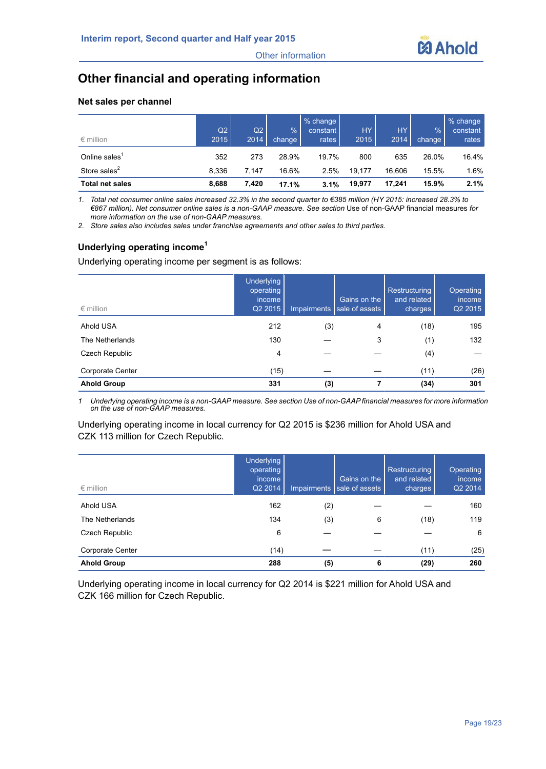# Other financial and operating information

### Net sales per channel

| € million | Q2 2015 | Q2 2014 | % change | % change constant rates | HY 2015 | HY 2014 | % change | % change constant rates |
|---|---|---|---|---|---|---|---|---|
| Online sales[1] | 352 | 273 | 28.9% | 19.7% | 800 | 635 | 26.0% | 16.4% |
| Store sales[2] | 8,336 | 7,147 | 16.6% | 2.5% | 19,177 | 16,606 | 15.5% | 1.6% |
| **Total net sales** | **8,688** | **7,420** | **17.1%** | **3.1%** | **19,977** | **17,241** | **15.9%** | **2.1%** |

1. *Total net consumer online sales increased 32.3% in the second quarter to €385 million (HY 2015: increased 28.3% to €867 million). Net consumer online sales is a non-GAAP measure. See section* Use of non-GAAP financial measures *for more information on the use of non-GAAP measures.*
2. *Store sales also includes sales under franchise agreements and other sales to third parties.*

### Underlying operating income[1]

Underlying operating income per segment is as follows:

| € million | Underlying operating income Q2 2015 | Impairments | Gains on the sale of assets | Restructuring and related charges | Operating income Q2 2015 |
|---|---|---|---|---|---|
| Ahold USA | 212 | (3) | 4 | (18) | 195 |
| The Netherlands | 130 | — | 3 | (1) | 132 |
| Czech Republic | 4 | — | — | (4) | — |
| Corporate Center | (15) | — | — | (11) | (26) |
| **Ahold Group** | **331** | **(3)** | **7** | **(34)** | **301** |

1 *Underlying operating income is a non-GAAP measure. See section Use of non-GAAP financial measures for more information on the use of non-GAAP measures.*

Underlying operating income in local currency for Q2 2015 is $236 million for Ahold USA and CZK 113 million for Czech Republic.

| € million | Underlying operating income Q2 2014 | Impairments | Gains on the sale of assets | Restructuring and related charges | Operating income Q2 2014 |
|---|---|---|---|---|---|
| Ahold USA | 162 | (2) | — | — | 160 |
| The Netherlands | 134 | (3) | 6 | (18) | 119 |
| Czech Republic | 6 | — | — | — | 6 |
| Corporate Center | (14) | — | — | (11) | (25) |
| **Ahold Group** | **288** | **(5)** | **6** | **(29)** | **260** |

Underlying operating income in local currency for Q2 2014 is $221 million for Ahold USA and CZK 166 million for Czech Republic.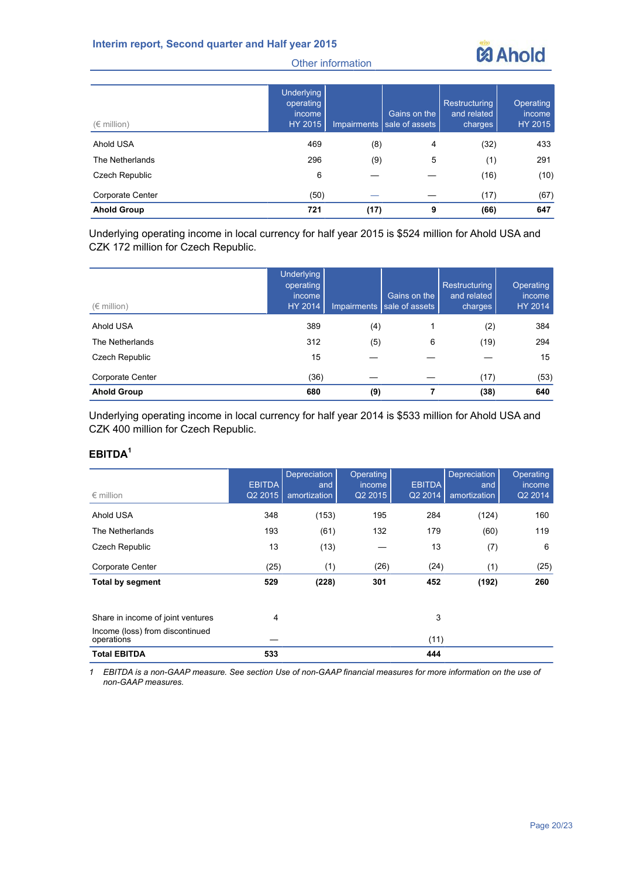| (€ million) | Underlying operating income HY 2015 | Impairments | Gains on the sale of assets | Restructuring and related charges | Operating income HY 2015 |
|---|---|---|---|---|---|
| Ahold USA | 469 | (8) | 4 | (32) | 433 |
| The Netherlands | 296 | (9) | 5 | (1) | 291 |
| Czech Republic | 6 | — | — | (16) | (10) |
| Corporate Center | (50) | — | — | (17) | (67) |
| **Ahold Group** | **721** | **(17)** | **9** | **(66)** | **647** |

Underlying operating income in local currency for half year 2015 is $524 million for Ahold USA and CZK 172 million for Czech Republic.

| (€ million) | Underlying operating income HY 2014 | Impairments | Gains on the sale of assets | Restructuring and related charges | Operating income HY 2014 |
|---|---|---|---|---|---|
| Ahold USA | 389 | (4) | 1 | (2) | 384 |
| The Netherlands | 312 | (5) | 6 | (19) | 294 |
| Czech Republic | 15 | — | — | — | 15 |
| Corporate Center | (36) | — | — | (17) | (53) |
| **Ahold Group** | **680** | **(9)** | **7** | **(38)** | **640** |

Underlying operating income in local currency for half year 2014 is $533 million for Ahold USA and CZK 400 million for Czech Republic.

## EBITDA[1]

| € million | EBITDA Q2 2015 | Depreciation and amortization | Operating income Q2 2015 | EBITDA Q2 2014 | Depreciation and amortization | Operating income Q2 2014 |
|---|---|---|---|---|---|---|
| Ahold USA | 348 | (153) | 195 | 284 | (124) | 160 |
| The Netherlands | 193 | (61) | 132 | 179 | (60) | 119 |
| Czech Republic | 13 | (13) | — | 13 | (7) | 6 |
| Corporate Center | (25) | (1) | (26) | (24) | (1) | (25) |
| **Total by segment** | **529** | **(228)** | **301** | **452** | **(192)** | **260** |
| | | | | | | |
| Share in income of joint ventures | 4 | | | 3 | | |
| Income (loss) from discontinued operations | — | | | (11) | | |
| **Total EBITDA** | **533** | | | **444** | | |

1 *EBITDA is a non-GAAP measure. See section Use of non-GAAP financial measures for more information on the use of non-GAAP measures.*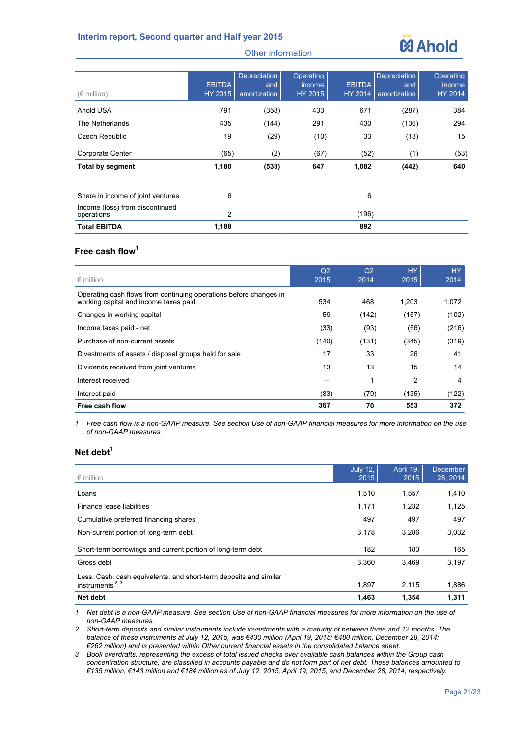## Other information

| (€ million) | EBITDA HY 2015 | Depreciation and amortization | Operating income HY 2015 | EBITDA HY 2014 | Depreciation and amortization | Operating income HY 2014 |
|---|---|---|---|---|---|---|
| Ahold USA | 791 | (358) | 433 | 671 | (287) | 384 |
| The Netherlands | 435 | (144) | 291 | 430 | (136) | 294 |
| Czech Republic | 19 | (29) | (10) | 33 | (18) | 15 |
| Corporate Center | (65) | (2) | (67) | (52) | (1) | (53) |
| **Total by segment** | **1,180** | **(533)** | **647** | **1,082** | **(442)** | **640** |
| | | | | | | |
| Share in income of joint ventures | 6 | | | 6 | | |
| Income (loss) from discontinued operations | 2 | | | (196) | | |
| **Total EBITDA** | **1,188** | | | **892** | | |

### Free cash flow[1]

| € million | Q2 2015 | Q2 2014 | HY 2015 | HY 2014 |
|---|---|---|---|---|
| Operating cash flows from continuing operations before changes in working capital and income taxes paid | 534 | 468 | 1,203 | 1,072 |
| Changes in working capital | 59 | (142) | (157) | (102) |
| Income taxes paid - net | (33) | (93) | (56) | (216) |
| Purchase of non-current assets | (140) | (131) | (345) | (319) |
| Divestments of assets / disposal groups held for sale | 17 | 33 | 26 | 41 |
| Dividends received from joint ventures | 13 | 13 | 15 | 14 |
| Interest received | — | 1 | 2 | 4 |
| Interest paid | (83) | (79) | (135) | (122) |
| **Free cash flow** | **367** | **70** | **553** | **372** |

1 *Free cash flow is a non-GAAP measure. See section Use of non-GAAP financial measures for more information on the use of non-GAAP measures.*

### Net debt[1]

| € million | July 12, 2015 | April 19, 2015 | December 28, 2014 |
|---|---|---|---|
| Loans | 1,510 | 1,557 | 1,410 |
| Finance lease liabilities | 1,171 | 1,232 | 1,125 |
| Cumulative preferred financing shares | 497 | 497 | 497 |
| Non-current portion of long-term debt | 3,178 | 3,286 | 3,032 |
| Short-term borrowings and current portion of long-term debt | 182 | 183 | 165 |
| Gross debt | 3,360 | 3,469 | 3,197 |
| Less: Cash, cash equivalents, and short-term deposits and similar instruments [2, 3] | 1,897 | 2,115 | 1,886 |
| **Net debt** | **1,463** | **1,354** | **1,311** |

1 *Net debt is a non-GAAP measure. See section Use of non-GAAP financial measures for more information on the use of non-GAAP measures.*

2 *Short-term deposits and similar instruments include investments with a maturity of between three and 12 months. The balance of these instruments at July 12, 2015, was €430 million (April 19, 2015: €480 million, December 28, 2014: €262 million) and is presented within Other current financial assets in the consolidated balance sheet.*

3 *Book overdrafts, representing the excess of total issued checks over available cash balances within the Group cash concentration structure, are classified in accounts payable and do not form part of net debt. These balances amounted to €135 million, €143 million and €184 million as of July 12, 2015, April 19, 2015, and December 28, 2014, respectively.*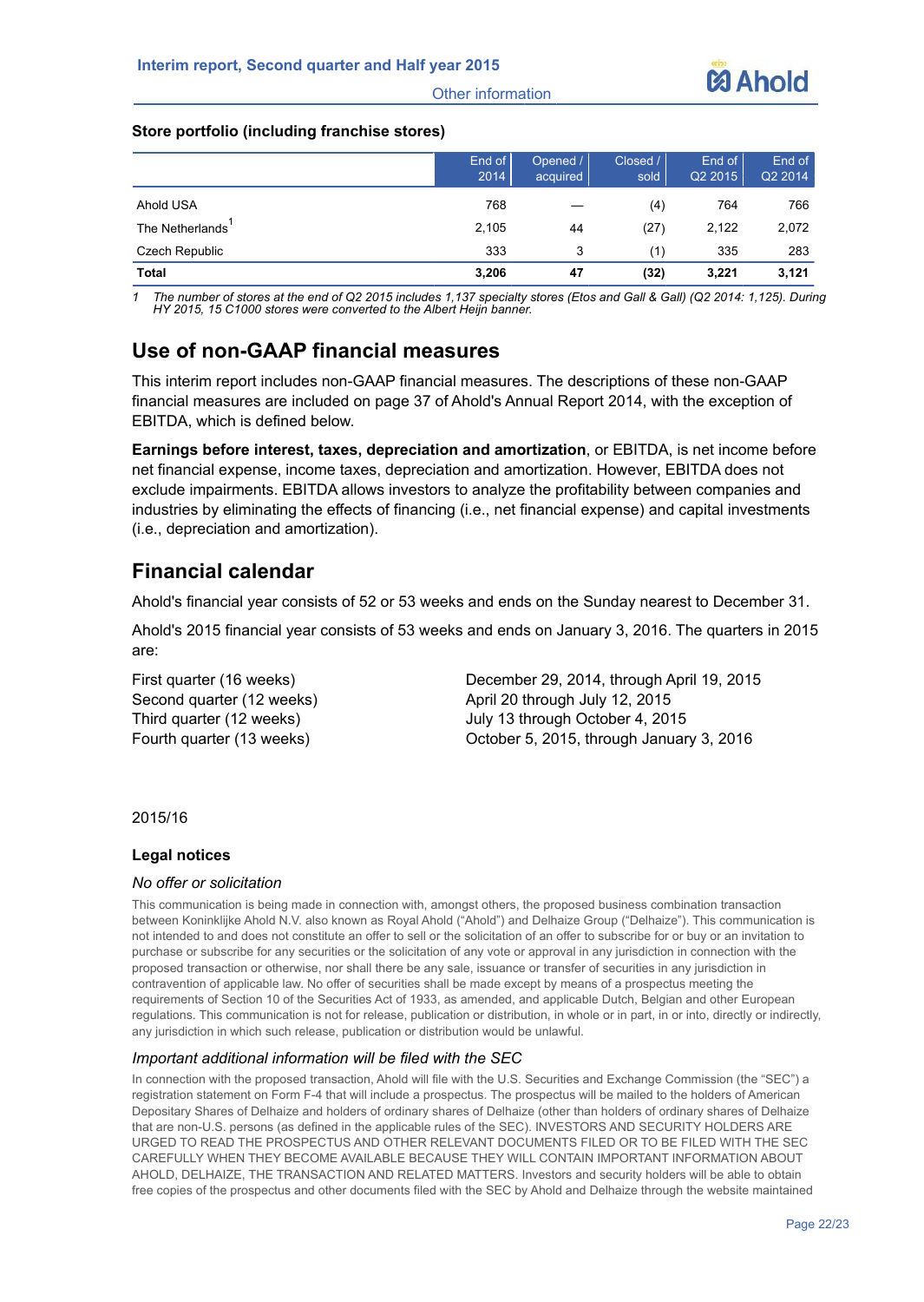**Store portfolio (including franchise stores)**

| | End of 2014 | Opened / acquired | Closed / sold | End of Q2 2015 | End of Q2 2014 |
|---|---|---|---|---|---|
| Ahold USA | 768 | — | (4) | 764 | 766 |
| The Netherlands[1] | 2,105 | 44 | (27) | 2,122 | 2,072 |
| Czech Republic | 333 | 3 | (1) | 335 | 283 |
| **Total** | **3,206** | **47** | **(32)** | **3,221** | **3,121** |

1 *The number of stores at the end of Q2 2015 includes 1,137 specialty stores (Etos and Gall & Gall) (Q2 2014: 1,125). During HY 2015, 15 C1000 stores were converted to the Albert Heijn banner.*

## Use of non-GAAP financial measures

This interim report includes non-GAAP financial measures. The descriptions of these non-GAAP financial measures are included on page 37 of Ahold's Annual Report 2014, with the exception of EBITDA, which is defined below.

**Earnings before interest, taxes, depreciation and amortization**, or EBITDA, is net income before net financial expense, income taxes, depreciation and amortization. However, EBITDA does not exclude impairments. EBITDA allows investors to analyze the profitability between companies and industries by eliminating the effects of financing (i.e., net financial expense) and capital investments (i.e., depreciation and amortization).

## Financial calendar

Ahold's financial year consists of 52 or 53 weeks and ends on the Sunday nearest to December 31.

Ahold's 2015 financial year consists of 53 weeks and ends on January 3, 2016. The quarters in 2015 are:

| | |
|---|---|
| First quarter (16 weeks) | December 29, 2014, through April 19, 2015 |
| Second quarter (12 weeks) | April 20 through July 12, 2015 |
| Third quarter (12 weeks) | July 13 through October 4, 2015 |
| Fourth quarter (13 weeks) | October 5, 2015, through January 3, 2016 |

2015/16

### Legal notices

*No offer or solicitation*

This communication is being made in connection with, amongst others, the proposed business combination transaction between Koninklijke Ahold N.V. also known as Royal Ahold ("Ahold") and Delhaize Group ("Delhaize"). This communication is not intended to and does not constitute an offer to sell or the solicitation of an offer to subscribe for or buy or an invitation to purchase or subscribe for any securities or the solicitation of any vote or approval in any jurisdiction in connection with the proposed transaction or otherwise, nor shall there be any sale, issuance or transfer of securities in any jurisdiction in contravention of applicable law. No offer of securities shall be made except by means of a prospectus meeting the requirements of Section 10 of the Securities Act of 1933, as amended, and applicable Dutch, Belgian and other European regulations. This communication is not for release, publication or distribution, in whole or in part, in or into, directly or indirectly, any jurisdiction in which such release, publication or distribution would be unlawful.

*Important additional information will be filed with the SEC*

In connection with the proposed transaction, Ahold will file with the U.S. Securities and Exchange Commission (the "SEC") a registration statement on Form F-4 that will include a prospectus. The prospectus will be mailed to the holders of American Depositary Shares of Delhaize and holders of ordinary shares of Delhaize (other than holders of ordinary shares of Delhaize that are non-U.S. persons (as defined in the applicable rules of the SEC). INVESTORS AND SECURITY HOLDERS ARE URGED TO READ THE PROSPECTUS AND OTHER RELEVANT DOCUMENTS FILED OR TO BE FILED WITH THE SEC CAREFULLY WHEN THEY BECOME AVAILABLE BECAUSE THEY WILL CONTAIN IMPORTANT INFORMATION ABOUT AHOLD, DELHAIZE, THE TRANSACTION AND RELATED MATTERS. Investors and security holders will be able to obtain free copies of the prospectus and other documents filed with the SEC by Ahold and Delhaize through the website maintained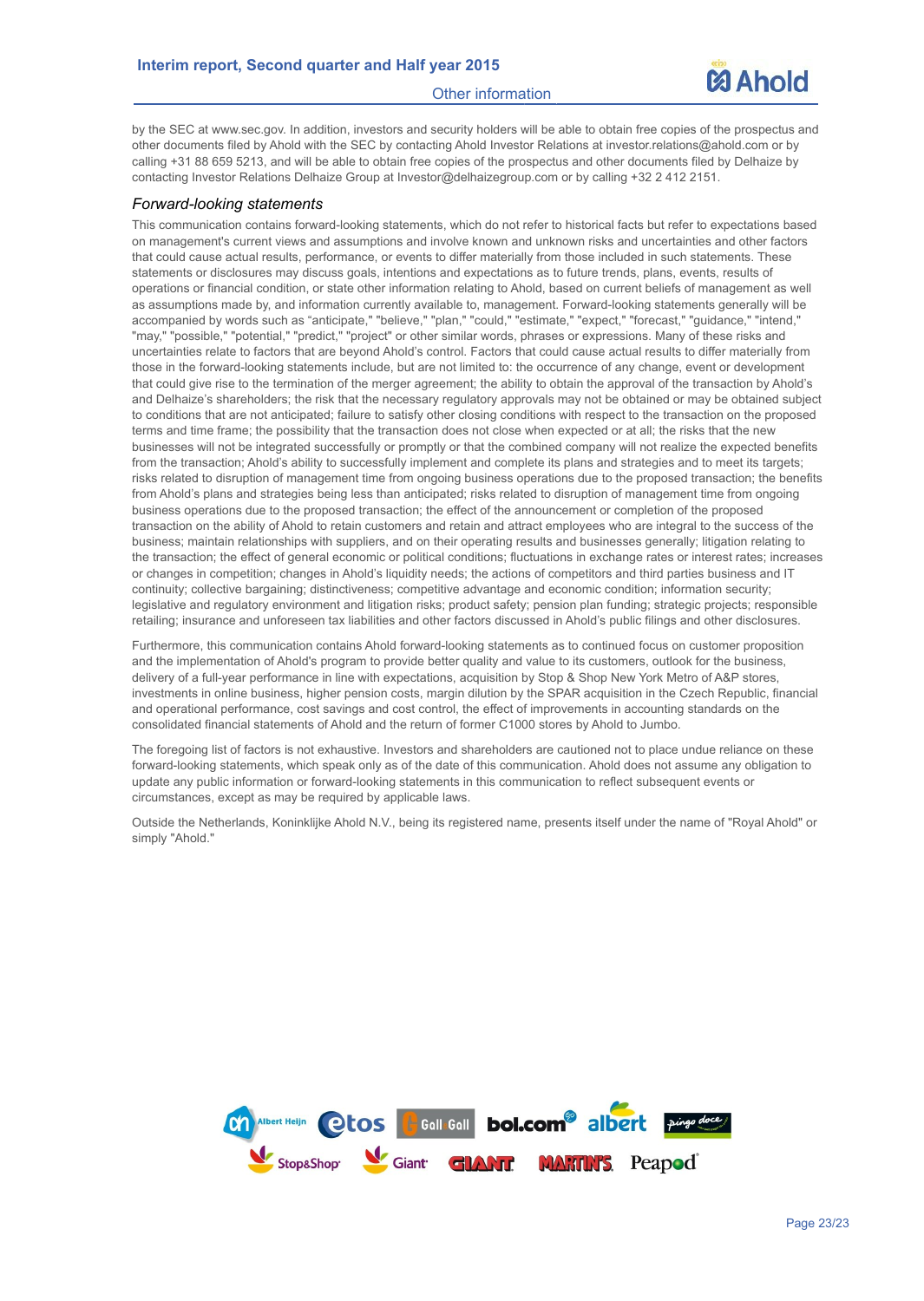by the SEC at www.sec.gov. In addition, investors and security holders will be able to obtain free copies of the prospectus and other documents filed by Ahold with the SEC by contacting Ahold Investor Relations at investor.relations@ahold.com or by calling +31 88 659 5213, and will be able to obtain free copies of the prospectus and other documents filed by Delhaize by contacting Investor Relations Delhaize Group at Investor@delhaizegroup.com or by calling +32 2 412 2151.

### *Forward-looking statements*

This communication contains forward-looking statements, which do not refer to historical facts but refer to expectations based on management's current views and assumptions and involve known and unknown risks and uncertainties and other factors that could cause actual results, performance, or events to differ materially from those included in such statements. These statements or disclosures may discuss goals, intentions and expectations as to future trends, plans, events, results of operations or financial condition, or state other information relating to Ahold, based on current beliefs of management as well as assumptions made by, and information currently available to, management. Forward-looking statements generally will be accompanied by words such as "anticipate," "believe," "plan," "could," "estimate," "expect," "forecast," "guidance," "intend," "may," "possible," "potential," "predict," "project" or other similar words, phrases or expressions. Many of these risks and uncertainties relate to factors that are beyond Ahold's control. Factors that could cause actual results to differ materially from those in the forward-looking statements include, but are not limited to: the occurrence of any change, event or development that could give rise to the termination of the merger agreement; the ability to obtain the approval of the transaction by Ahold's and Delhaize's shareholders; the risk that the necessary regulatory approvals may not be obtained or may be obtained subject to conditions that are not anticipated; failure to satisfy other closing conditions with respect to the transaction on the proposed terms and time frame; the possibility that the transaction does not close when expected or at all; the risks that the new businesses will not be integrated successfully or promptly or that the combined company will not realize the expected benefits from the transaction; Ahold's ability to successfully implement and complete its plans and strategies and to meet its targets; risks related to disruption of management time from ongoing business operations due to the proposed transaction; the benefits from Ahold's plans and strategies being less than anticipated; risks related to disruption of management time from ongoing business operations due to the proposed transaction; the effect of the announcement or completion of the proposed transaction on the ability of Ahold to retain customers and retain and attract employees who are integral to the success of the business; maintain relationships with suppliers, and on their operating results and businesses generally; litigation relating to the transaction; the effect of general economic or political conditions; fluctuations in exchange rates or interest rates; increases or changes in competition; changes in Ahold's liquidity needs; the actions of competitors and third parties business and IT continuity; collective bargaining; distinctiveness; competitive advantage and economic condition; information security; legislative and regulatory environment and litigation risks; product safety; pension plan funding; strategic projects; responsible retailing; insurance and unforeseen tax liabilities and other factors discussed in Ahold's public filings and other disclosures.

Furthermore, this communication contains Ahold forward-looking statements as to continued focus on customer proposition and the implementation of Ahold's program to provide better quality and value to its customers, outlook for the business, delivery of a full-year performance in line with expectations, acquisition by Stop & Shop New York Metro of A&P stores, investments in online business, higher pension costs, margin dilution by the SPAR acquisition in the Czech Republic, financial and operational performance, cost savings and cost control, the effect of improvements in accounting standards on the consolidated financial statements of Ahold and the return of former C1000 stores by Ahold to Jumbo.

The foregoing list of factors is not exhaustive. Investors and shareholders are cautioned not to place undue reliance on these forward-looking statements, which speak only as of the date of this communication. Ahold does not assume any obligation to update any public information or forward-looking statements in this communication to reflect subsequent events or circumstances, except as may be required by applicable laws.

Outside the Netherlands, Koninklijke Ahold N.V., being its registered name, presents itself under the name of "Royal Ahold" or simply "Ahold."